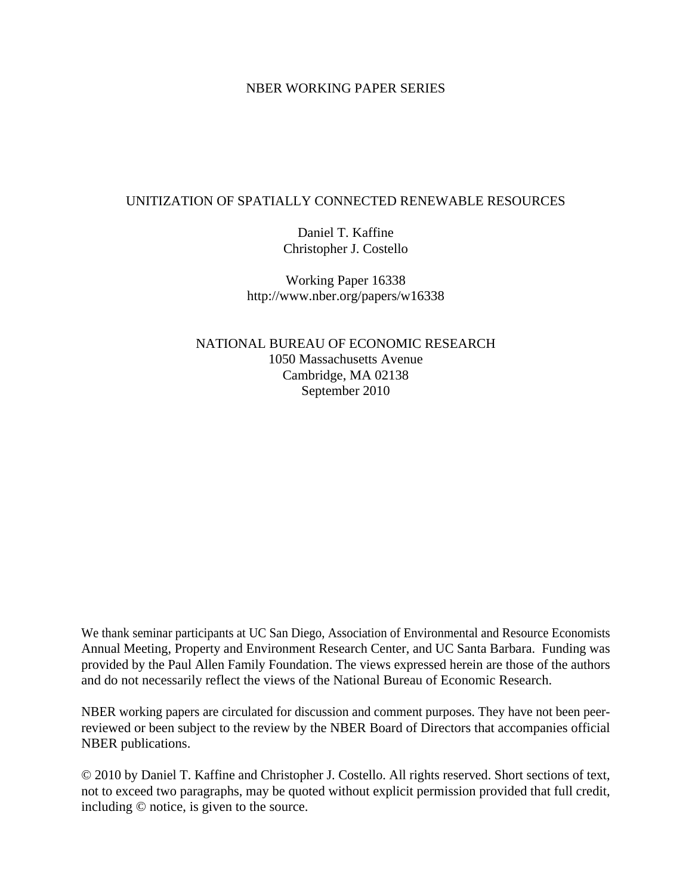NBER WORKING PAPER SERIES

# UNITIZATION OF SPATIALLY CONNECTED RENEWABLE RESOURCES

Daniel T. Kaffine
Christopher J. Costello

Working Paper 16338
http://www.nber.org/papers/w16338

NATIONAL BUREAU OF ECONOMIC RESEARCH
1050 Massachusetts Avenue
Cambridge, MA 02138
September 2010

We thank seminar participants at UC San Diego, Association of Environmental and Resource Economists Annual Meeting, Property and Environment Research Center, and UC Santa Barbara. Funding was provided by the Paul Allen Family Foundation. The views expressed herein are those of the authors and do not necessarily reflect the views of the National Bureau of Economic Research.

NBER working papers are circulated for discussion and comment purposes. They have not been peer-reviewed or been subject to the review by the NBER Board of Directors that accompanies official NBER publications.

© 2010 by Daniel T. Kaffine and Christopher J. Costello. All rights reserved. Short sections of text, not to exceed two paragraphs, may be quoted without explicit permission provided that full credit, including © notice, is given to the source.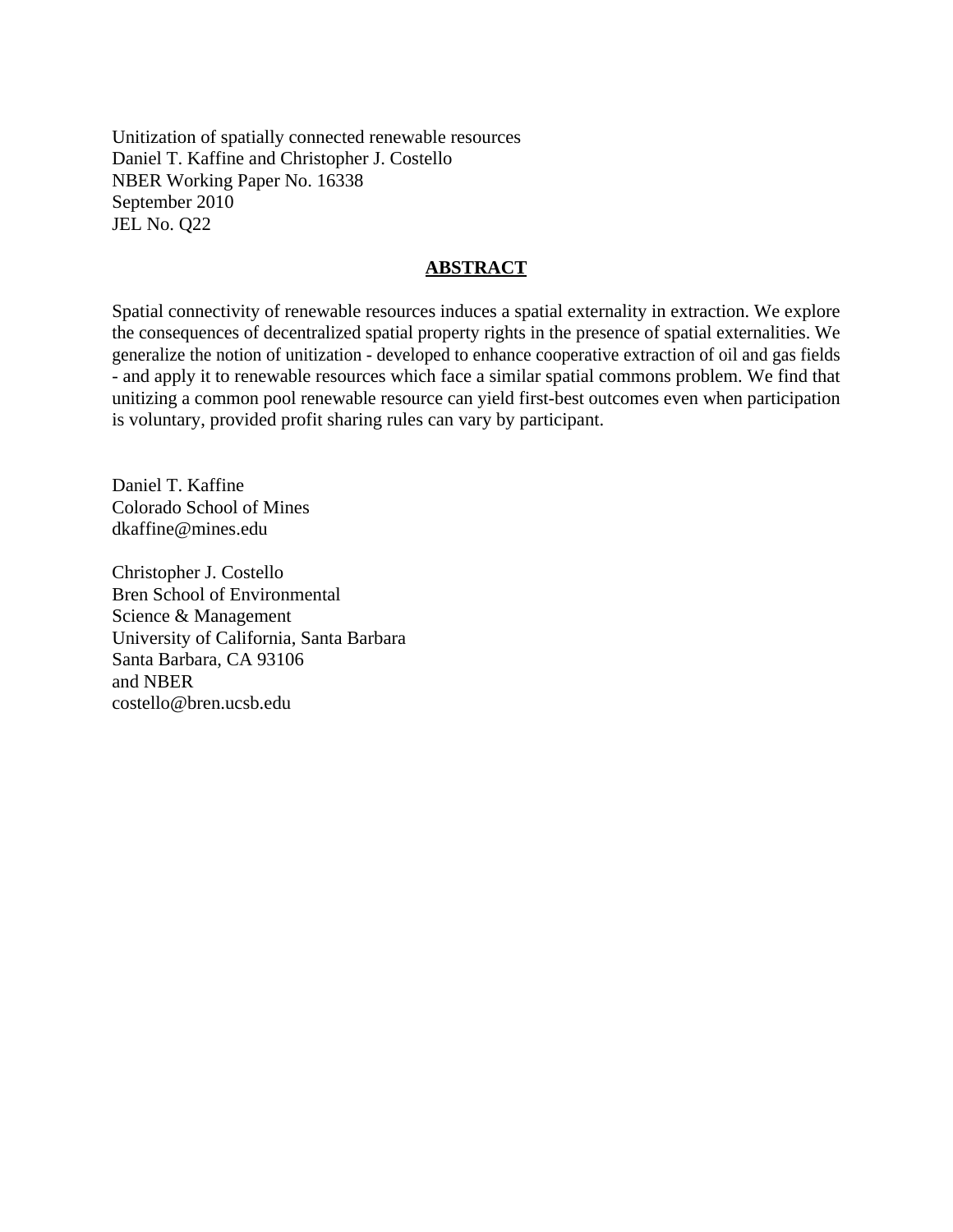Unitization of spatially connected renewable resources
Daniel T. Kaffine and Christopher J. Costello
NBER Working Paper No. 16338
September 2010
JEL No. Q22

## ABSTRACT

Spatial connectivity of renewable resources induces a spatial externality in extraction. We explore the consequences of decentralized spatial property rights in the presence of spatial externalities. We generalize the notion of unitization - developed to enhance cooperative extraction of oil and gas fields - and apply it to renewable resources which face a similar spatial commons problem. We find that unitizing a common pool renewable resource can yield first-best outcomes even when participation is voluntary, provided profit sharing rules can vary by participant.

Daniel T. Kaffine
Colorado School of Mines
dkaffine@mines.edu

Christopher J. Costello
Bren School of Environmental
Science & Management
University of California, Santa Barbara
Santa Barbara, CA 93106
and NBER
costello@bren.ucsb.edu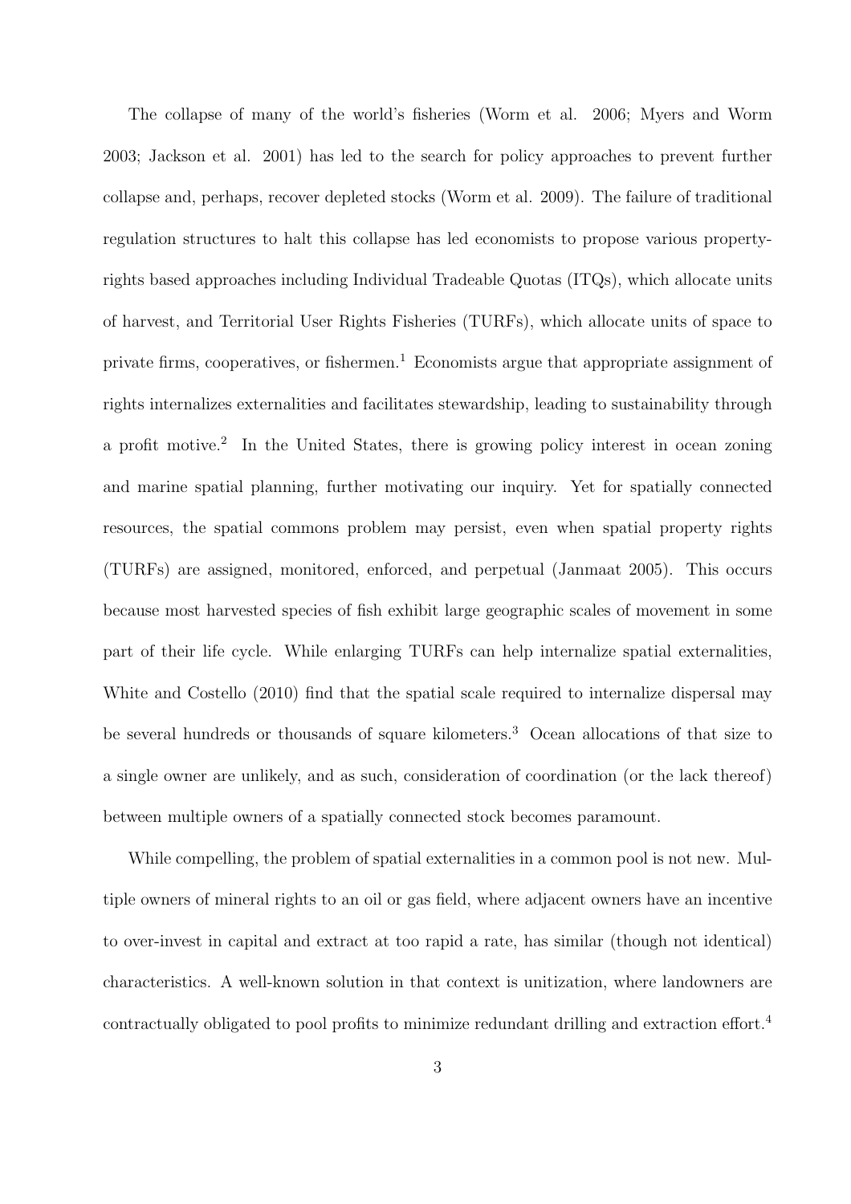The collapse of many of the world's fisheries (Worm et al. 2006; Myers and Worm 2003; Jackson et al. 2001) has led to the search for policy approaches to prevent further collapse and, perhaps, recover depleted stocks (Worm et al. 2009). The failure of traditional regulation structures to halt this collapse has led economists to propose various property-rights based approaches including Individual Tradeable Quotas (ITQs), which allocate units of harvest, and Territorial User Rights Fisheries (TURFs), which allocate units of space to private firms, cooperatives, or fishermen.[1] Economists argue that appropriate assignment of rights internalizes externalities and facilitates stewardship, leading to sustainability through a profit motive.[2] In the United States, there is growing policy interest in ocean zoning and marine spatial planning, further motivating our inquiry. Yet for spatially connected resources, the spatial commons problem may persist, even when spatial property rights (TURFs) are assigned, monitored, enforced, and perpetual (Janmaat 2005). This occurs because most harvested species of fish exhibit large geographic scales of movement in some part of their life cycle. While enlarging TURFs can help internalize spatial externalities, White and Costello (2010) find that the spatial scale required to internalize dispersal may be several hundreds or thousands of square kilometers.[3] Ocean allocations of that size to a single owner are unlikely, and as such, consideration of coordination (or the lack thereof) between multiple owners of a spatially connected stock becomes paramount.

While compelling, the problem of spatial externalities in a common pool is not new. Multiple owners of mineral rights to an oil or gas field, where adjacent owners have an incentive to over-invest in capital and extract at too rapid a rate, has similar (though not identical) characteristics. A well-known solution in that context is unitization, where landowners are contractually obligated to pool profits to minimize redundant drilling and extraction effort.[4]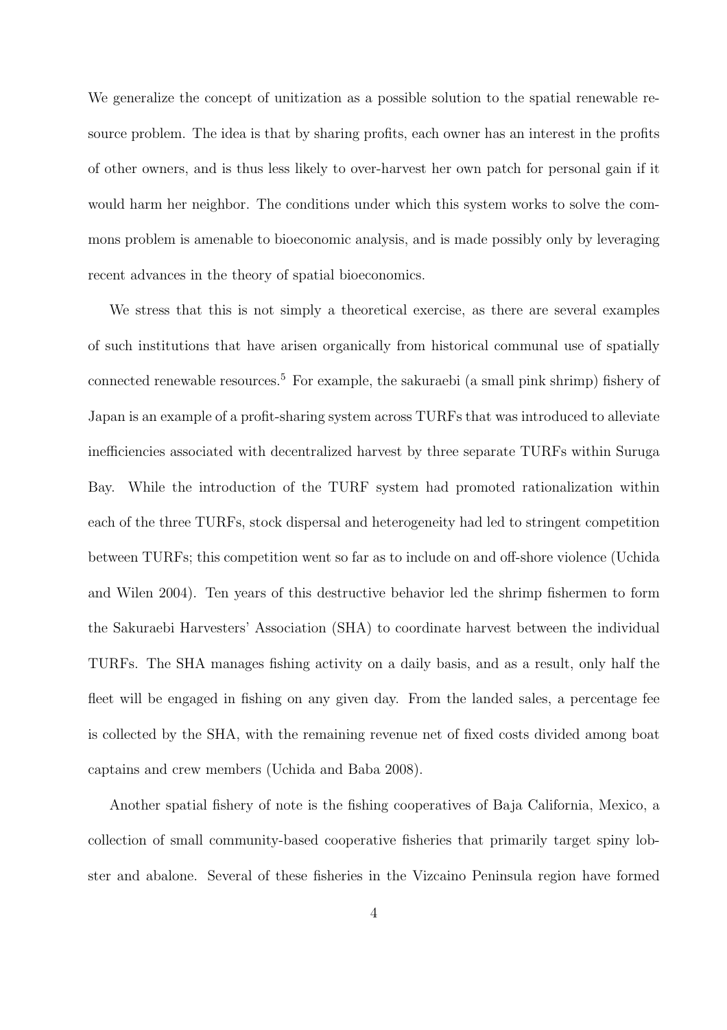We generalize the concept of unitization as a possible solution to the spatial renewable resource problem. The idea is that by sharing profits, each owner has an interest in the profits of other owners, and is thus less likely to over-harvest her own patch for personal gain if it would harm her neighbor. The conditions under which this system works to solve the commons problem is amenable to bioeconomic analysis, and is made possibly only by leveraging recent advances in the theory of spatial bioeconomics.

We stress that this is not simply a theoretical exercise, as there are several examples of such institutions that have arisen organically from historical communal use of spatially connected renewable resources.[5] For example, the sakuraebi (a small pink shrimp) fishery of Japan is an example of a profit-sharing system across TURFs that was introduced to alleviate inefficiencies associated with decentralized harvest by three separate TURFs within Suruga Bay. While the introduction of the TURF system had promoted rationalization within each of the three TURFs, stock dispersal and heterogeneity had led to stringent competition between TURFs; this competition went so far as to include on and off-shore violence (Uchida and Wilen 2004). Ten years of this destructive behavior led the shrimp fishermen to form the Sakuraebi Harvesters' Association (SHA) to coordinate harvest between the individual TURFs. The SHA manages fishing activity on a daily basis, and as a result, only half the fleet will be engaged in fishing on any given day. From the landed sales, a percentage fee is collected by the SHA, with the remaining revenue net of fixed costs divided among boat captains and crew members (Uchida and Baba 2008).

Another spatial fishery of note is the fishing cooperatives of Baja California, Mexico, a collection of small community-based cooperative fisheries that primarily target spiny lobster and abalone. Several of these fisheries in the Vizcaino Peninsula region have formed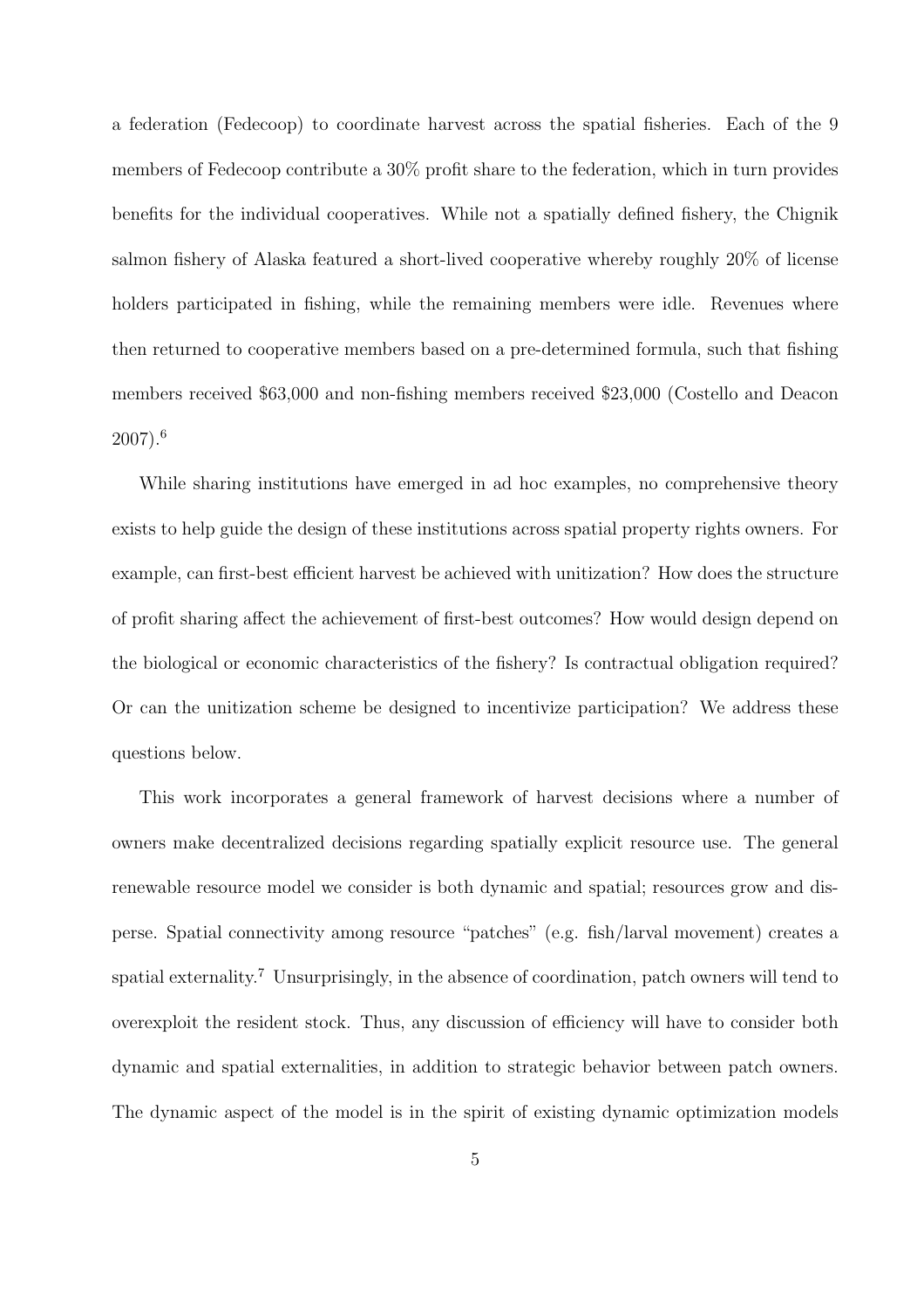a federation (Fedecoop) to coordinate harvest across the spatial fisheries. Each of the 9 members of Fedecoop contribute a 30% profit share to the federation, which in turn provides benefits for the individual cooperatives. While not a spatially defined fishery, the Chignik salmon fishery of Alaska featured a short-lived cooperative whereby roughly 20% of license holders participated in fishing, while the remaining members were idle. Revenues where then returned to cooperative members based on a pre-determined formula, such that fishing members received \$63,000 and non-fishing members received \$23,000 (Costello and Deacon 2007).[6]

While sharing institutions have emerged in ad hoc examples, no comprehensive theory exists to help guide the design of these institutions across spatial property rights owners. For example, can first-best efficient harvest be achieved with unitization? How does the structure of profit sharing affect the achievement of first-best outcomes? How would design depend on the biological or economic characteristics of the fishery? Is contractual obligation required? Or can the unitization scheme be designed to incentivize participation? We address these questions below.

This work incorporates a general framework of harvest decisions where a number of owners make decentralized decisions regarding spatially explicit resource use. The general renewable resource model we consider is both dynamic and spatial; resources grow and disperse. Spatial connectivity among resource "patches" (e.g. fish/larval movement) creates a spatial externality.[7] Unsurprisingly, in the absence of coordination, patch owners will tend to overexploit the resident stock. Thus, any discussion of efficiency will have to consider both dynamic and spatial externalities, in addition to strategic behavior between patch owners. The dynamic aspect of the model is in the spirit of existing dynamic optimization models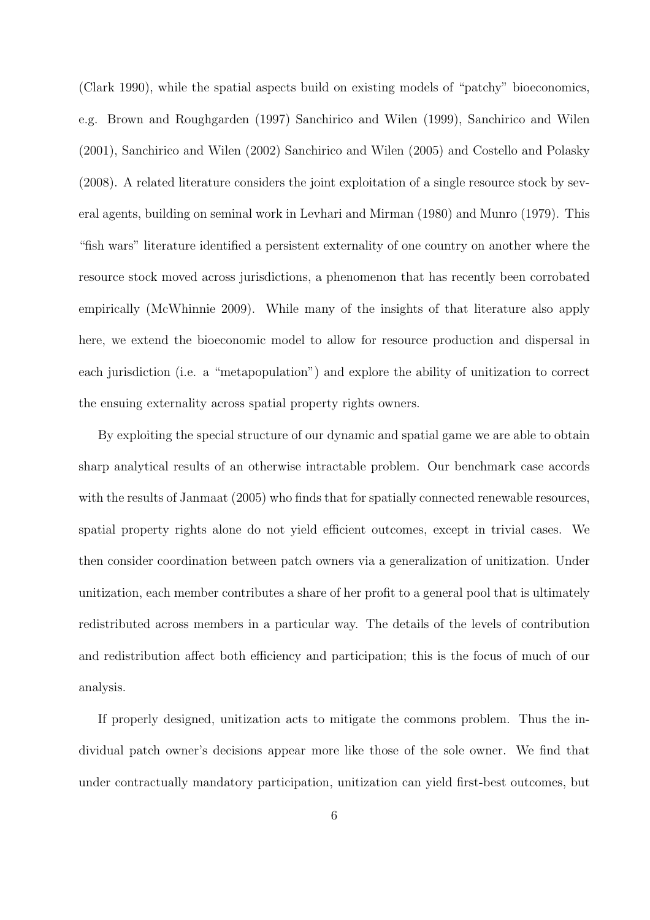(Clark 1990), while the spatial aspects build on existing models of "patchy" bioeconomics, e.g. Brown and Roughgarden (1997) Sanchirico and Wilen (1999), Sanchirico and Wilen (2001), Sanchirico and Wilen (2002) Sanchirico and Wilen (2005) and Costello and Polasky (2008). A related literature considers the joint exploitation of a single resource stock by several agents, building on seminal work in Levhari and Mirman (1980) and Munro (1979). This "fish wars" literature identified a persistent externality of one country on another where the resource stock moved across jurisdictions, a phenomenon that has recently been corroborated empirically (McWhinnie 2009). While many of the insights of that literature also apply here, we extend the bioeconomic model to allow for resource production and dispersal in each jurisdiction (i.e. a "metapopulation") and explore the ability of unitization to correct the ensuing externality across spatial property rights owners.

By exploiting the special structure of our dynamic and spatial game we are able to obtain sharp analytical results of an otherwise intractable problem. Our benchmark case accords with the results of Janmaat (2005) who finds that for spatially connected renewable resources, spatial property rights alone do not yield efficient outcomes, except in trivial cases. We then consider coordination between patch owners via a generalization of unitization. Under unitization, each member contributes a share of her profit to a general pool that is ultimately redistributed across members in a particular way. The details of the levels of contribution and redistribution affect both efficiency and participation; this is the focus of much of our analysis.

If properly designed, unitization acts to mitigate the commons problem. Thus the individual patch owner's decisions appear more like those of the sole owner. We find that under contractually mandatory participation, unitization can yield first-best outcomes, but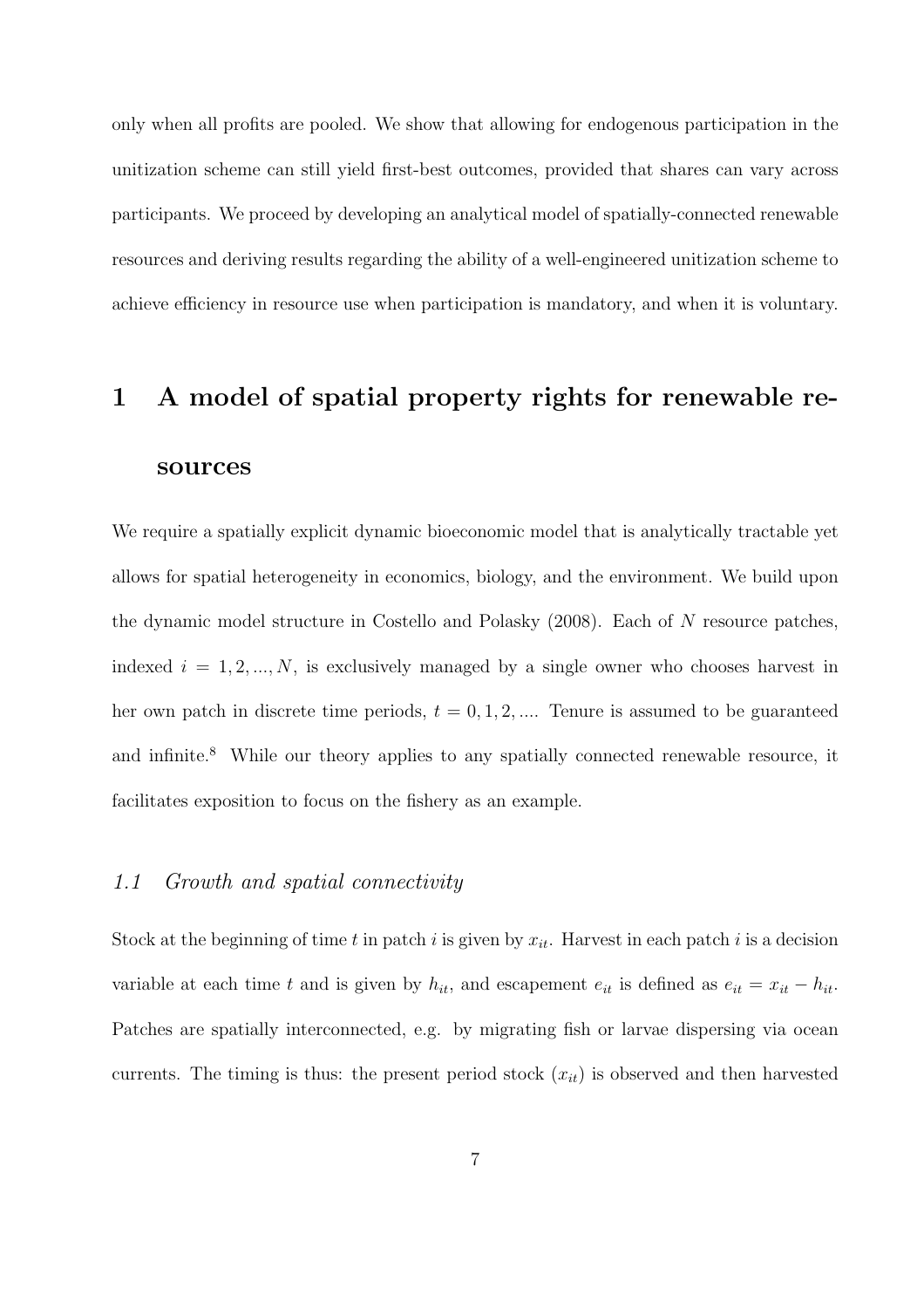only when all profits are pooled. We show that allowing for endogenous participation in the unitization scheme can still yield first-best outcomes, provided that shares can vary across participants. We proceed by developing an analytical model of spatially-connected renewable resources and deriving results regarding the ability of a well-engineered unitization scheme to achieve efficiency in resource use when participation is mandatory, and when it is voluntary.

# 1 A model of spatial property rights for renewable resources

We require a spatially explicit dynamic bioeconomic model that is analytically tractable yet allows for spatial heterogeneity in economics, biology, and the environment. We build upon the dynamic model structure in Costello and Polasky (2008). Each of $N$ resource patches, indexed $i = 1, 2, ..., N$, is exclusively managed by a single owner who chooses harvest in her own patch in discrete time periods, $t = 0, 1, 2, ....$ Tenure is assumed to be guaranteed and infinite.[8] While our theory applies to any spatially connected renewable resource, it facilitates exposition to focus on the fishery as an example.

## *1.1 Growth and spatial connectivity*

Stock at the beginning of time $t$ in patch $i$ is given by $x_{it}$. Harvest in each patch $i$ is a decision variable at each time $t$ and is given by $h_{it}$, and escapement $e_{it}$ is defined as $e_{it} = x_{it} - h_{it}$. Patches are spatially interconnected, e.g. by migrating fish or larvae dispersing via ocean currents. The timing is thus: the present period stock ($x_{it}$) is observed and then harvested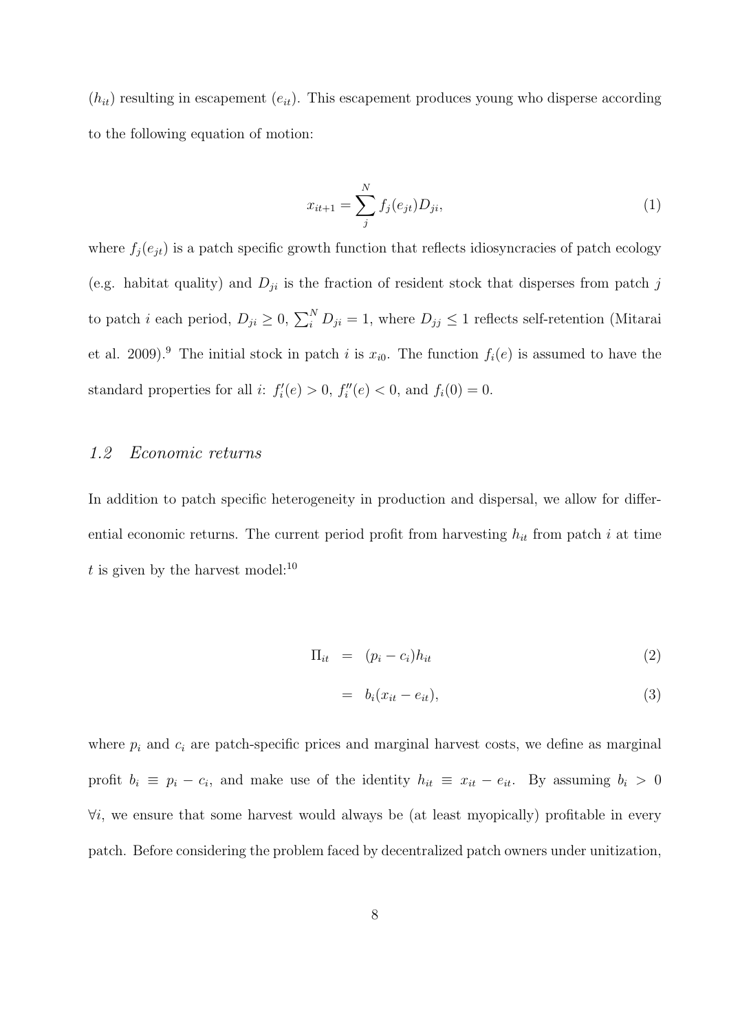($h_{it}$) resulting in escapement ($e_{it}$). This escapement produces young who disperse according to the following equation of motion:

$$x_{it+1} = \sum_{j}^{N} f_j(e_{jt}) D_{ji}, \tag{1}$$

where $f_j(e_{jt})$ is a patch specific growth function that reflects idiosyncracies of patch ecology (e.g. habitat quality) and $D_{ji}$ is the fraction of resident stock that disperses from patch $j$ to patch $i$ each period, $D_{ji} \geq 0$, $\sum_i^N D_{ji} = 1$, where $D_{jj} \leq 1$ reflects self-retention (Mitarai et al. 2009).[9] The initial stock in patch $i$ is $x_{i0}$. The function $f_i(e)$ is assumed to have the standard properties for all $i$: $f_i'(e) > 0$, $f_i''(e) < 0$, and $f_i(0) = 0$.

### *1.2 Economic returns*

In addition to patch specific heterogeneity in production and dispersal, we allow for differential economic returns. The current period profit from harvesting $h_{it}$ from patch $i$ at time $t$ is given by the harvest model:[10]

$$\Pi_{it} = (p_i - c_i) h_{it} \tag{2}$$

$$= b_i(x_{it} - e_{it}), \tag{3}$$

where $p_i$ and $c_i$ are patch-specific prices and marginal harvest costs, we define as marginal profit $b_i \equiv p_i - c_i$, and make use of the identity $h_{it} \equiv x_{it} - e_{it}$. By assuming $b_i > 0$ $\forall i$, we ensure that some harvest would always be (at least myopically) profitable in every patch. Before considering the problem faced by decentralized patch owners under unitization,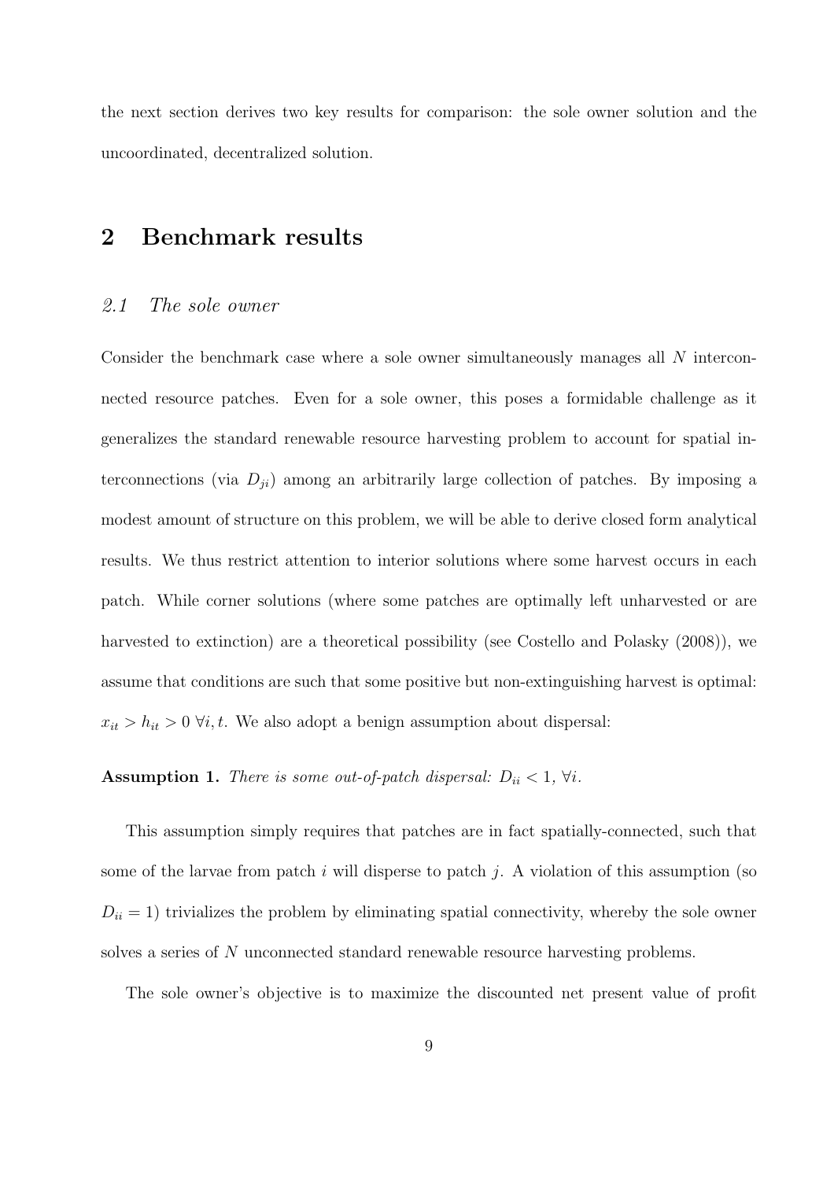the next section derives two key results for comparison: the sole owner solution and the uncoordinated, decentralized solution.

# 2 Benchmark results

## *2.1 The sole owner*

Consider the benchmark case where a sole owner simultaneously manages all $N$ interconnected resource patches. Even for a sole owner, this poses a formidable challenge as it generalizes the standard renewable resource harvesting problem to account for spatial interconnections (via $D_{ji}$) among an arbitrarily large collection of patches. By imposing a modest amount of structure on this problem, we will be able to derive closed form analytical results. We thus restrict attention to interior solutions where some harvest occurs in each patch. While corner solutions (where some patches are optimally left unharvested or are harvested to extinction) are a theoretical possibility (see Costello and Polasky (2008)), we assume that conditions are such that some positive but non-extinguishing harvest is optimal: $x_{it} > h_{it} > 0 \; \forall i, t$. We also adopt a benign assumption about dispersal:

**Assumption 1.** *There is some out-of-patch dispersal:* $D_{ii} < 1$, $\forall i$.

This assumption simply requires that patches are in fact spatially-connected, such that some of the larvae from patch $i$ will disperse to patch $j$. A violation of this assumption (so $D_{ii} = 1$) trivializes the problem by eliminating spatial connectivity, whereby the sole owner solves a series of $N$ unconnected standard renewable resource harvesting problems.

The sole owner's objective is to maximize the discounted net present value of profit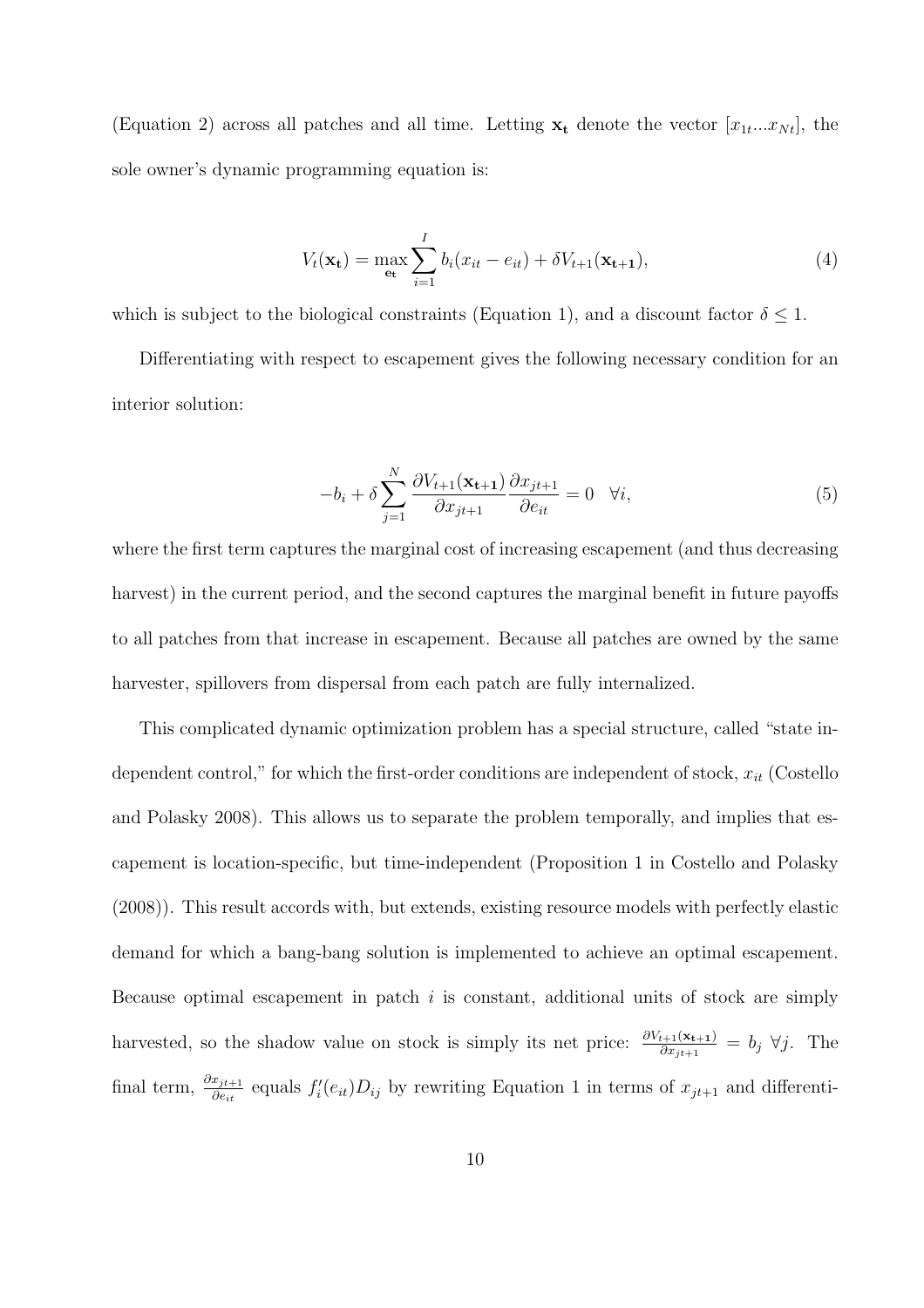(Equation 2) across all patches and all time. Letting $\mathbf{x_t}$ denote the vector $[x_{1t}...x_{Nt}]$, the sole owner's dynamic programming equation is:

$$V_t(\mathbf{x_t}) = \max_{\mathbf{e_t}} \sum_{i=1}^{I} b_i(x_{it} - e_{it}) + \delta V_{t+1}(\mathbf{x_{t+1}}), \tag{4}$$

which is subject to the biological constraints (Equation 1), and a discount factor $\delta \leq 1$.

Differentiating with respect to escapement gives the following necessary condition for an interior solution:

$$-b_i + \delta \sum_{j=1}^{N} \frac{\partial V_{t+1}(\mathbf{x_{t+1}})}{\partial x_{jt+1}} \frac{\partial x_{jt+1}}{\partial e_{it}} = 0 \quad \forall i, \tag{5}$$

where the first term captures the marginal cost of increasing escapement (and thus decreasing harvest) in the current period, and the second captures the marginal benefit in future payoffs to all patches from that increase in escapement. Because all patches are owned by the same harvester, spillovers from dispersal from each patch are fully internalized.

This complicated dynamic optimization problem has a special structure, called "state independent control," for which the first-order conditions are independent of stock, $x_{it}$ (Costello and Polasky 2008). This allows us to separate the problem temporally, and implies that escapement is location-specific, but time-independent (Proposition 1 in Costello and Polasky (2008)). This result accords with, but extends, existing resource models with perfectly elastic demand for which a bang-bang solution is implemented to achieve an optimal escapement. Because optimal escapement in patch $i$ is constant, additional units of stock are simply harvested, so the shadow value on stock is simply its net price: $\frac{\partial V_{t+1}(\mathbf{x_{t+1}})}{\partial x_{jt+1}} = b_j \ \forall j$. The final term, $\frac{\partial x_{jt+1}}{\partial e_{it}}$ equals $f_i'(e_{it})D_{ij}$ by rewriting Equation 1 in terms of $x_{jt+1}$ and differenti-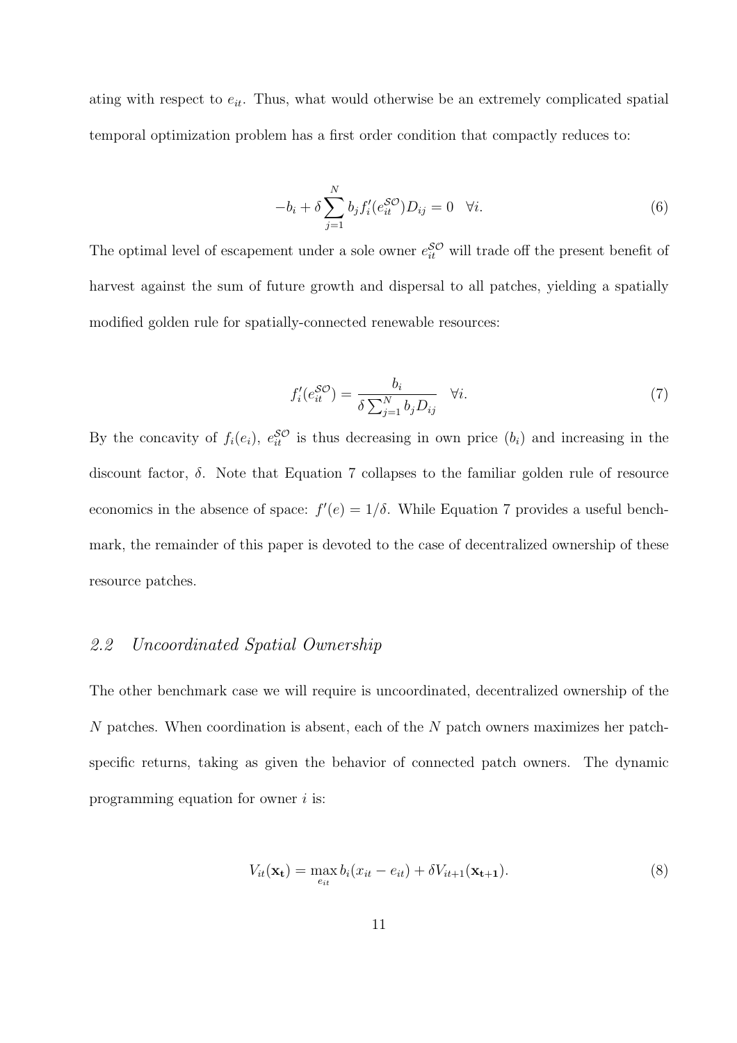ating with respect to $e_{it}$. Thus, what would otherwise be an extremely complicated spatial temporal optimization problem has a first order condition that compactly reduces to:

$$-b_i + \delta \sum_{j=1}^{N} b_j f_i'(e_{it}^{\mathcal{SO}}) D_{ij} = 0 \quad \forall i. \tag{6}$$

The optimal level of escapement under a sole owner $e_{it}^{\mathcal{SO}}$ will trade off the present benefit of harvest against the sum of future growth and dispersal to all patches, yielding a spatially modified golden rule for spatially-connected renewable resources:

$$f_i'(e_{it}^{\mathcal{SO}}) = \frac{b_i}{\delta \sum_{j=1}^{N} b_j D_{ij}} \quad \forall i. \tag{7}$$

By the concavity of $f_i(e_i)$, $e_{it}^{\mathcal{SO}}$ is thus decreasing in own price ($b_i$) and increasing in the discount factor, $\delta$. Note that Equation 7 collapses to the familiar golden rule of resource economics in the absence of space: $f'(e) = 1/\delta$. While Equation 7 provides a useful benchmark, the remainder of this paper is devoted to the case of decentralized ownership of these resource patches.

## *2.2 Uncoordinated Spatial Ownership*

The other benchmark case we will require is uncoordinated, decentralized ownership of the $N$ patches. When coordination is absent, each of the $N$ patch owners maximizes her patch-specific returns, taking as given the behavior of connected patch owners. The dynamic programming equation for owner $i$ is:

$$V_{it}(\mathbf{x_t}) = \max_{e_{it}} b_i(x_{it} - e_{it}) + \delta V_{it+1}(\mathbf{x_{t+1}}). \tag{8}$$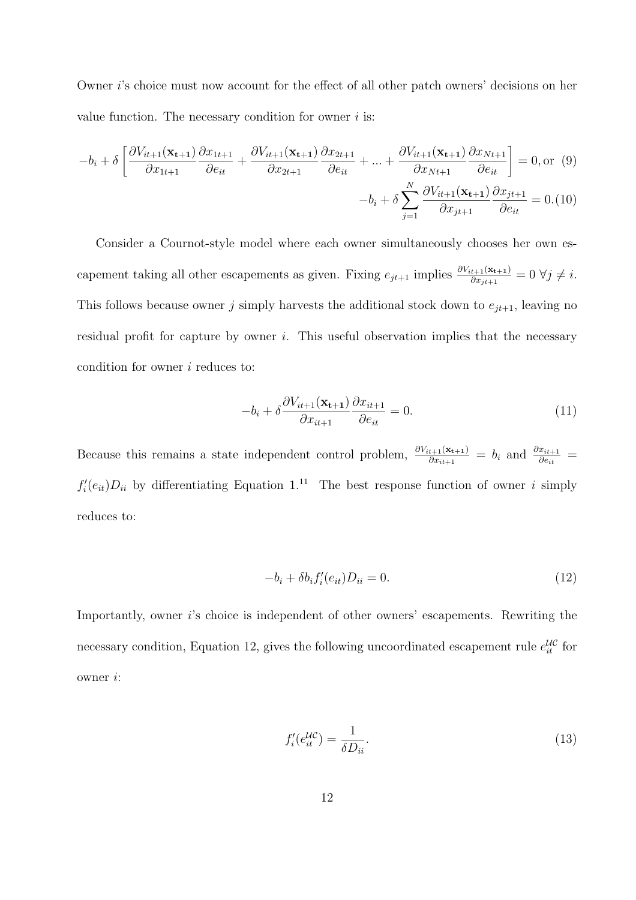Owner $i$'s choice must now account for the effect of all other patch owners' decisions on her value function. The necessary condition for owner $i$ is:

$$-b_i + \delta \left[ \frac{\partial V_{it+1}(\mathbf{x_{t+1}})}{\partial x_{1t+1}} \frac{\partial x_{1t+1}}{\partial e_{it}} + \frac{\partial V_{it+1}(\mathbf{x_{t+1}})}{\partial x_{2t+1}} \frac{\partial x_{2t+1}}{\partial e_{it}} + ... + \frac{\partial V_{it+1}(\mathbf{x_{t+1}})}{\partial x_{Nt+1}} \frac{\partial x_{Nt+1}}{\partial e_{it}} \right] = 0, \text{or} \quad (9)$$

$$-b_i + \delta \sum_{j=1}^{N} \frac{\partial V_{it+1}(\mathbf{x_{t+1}})}{\partial x_{jt+1}} \frac{\partial x_{jt+1}}{\partial e_{it}} = 0. \quad (10)$$

Consider a Cournot-style model where each owner simultaneously chooses her own escapement taking all other escapements as given. Fixing $e_{jt+1}$ implies $\frac{\partial V_{it+1}(\mathbf{x_{t+1}})}{\partial x_{jt+1}} = 0 \; \forall j \neq i$. This follows because owner $j$ simply harvests the additional stock down to $e_{jt+1}$, leaving no residual profit for capture by owner $i$. This useful observation implies that the necessary condition for owner $i$ reduces to:

$$-b_i + \delta \frac{\partial V_{it+1}(\mathbf{x_{t+1}})}{\partial x_{it+1}} \frac{\partial x_{it+1}}{\partial e_{it}} = 0. \quad (11)$$

Because this remains a state independent control problem, $\frac{\partial V_{it+1}(\mathbf{x_{t+1}})}{\partial x_{it+1}} = b_i$ and $\frac{\partial x_{it+1}}{\partial e_{it}} = f_i'(e_{it}) D_{ii}$ by differentiating Equation 1.[11] The best response function of owner $i$ simply reduces to:

$$-b_i + \delta b_i f_i'(e_{it}) D_{ii} = 0. \quad (12)$$

Importantly, owner $i$'s choice is independent of other owners' escapements. Rewriting the necessary condition, Equation 12, gives the following uncoordinated escapement rule $e_{it}^{\mathcal{UC}}$ for owner $i$:

$$f_i'(e_{it}^{\mathcal{UC}}) = \frac{1}{\delta D_{ii}}. \quad (13)$$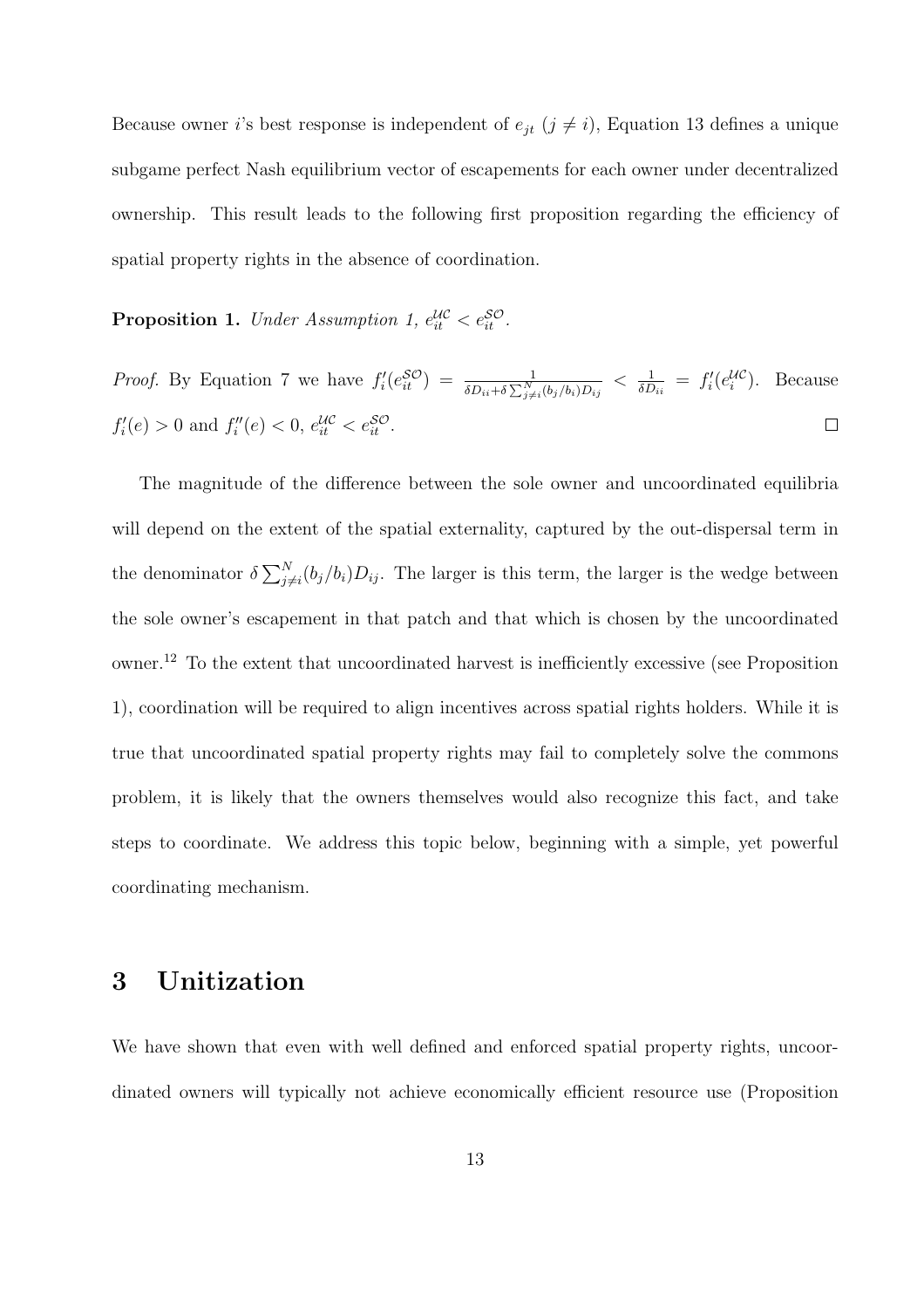Because owner $i$'s best response is independent of $e_{jt}$ ($j \neq i$), Equation 13 defines a unique subgame perfect Nash equilibrium vector of escapements for each owner under decentralized ownership. This result leads to the following first proposition regarding the efficiency of spatial property rights in the absence of coordination.

**Proposition 1.** *Under Assumption 1, $e_{it}^{\mathcal{UC}} < e_{it}^{\mathcal{SO}}$.*

*Proof.* By Equation 7 we have $f_i'(e_{it}^{\mathcal{SO}}) = \frac{1}{\delta D_{ii} + \delta \sum_{j \neq i}^{N} (b_j/b_i) D_{ij}} < \frac{1}{\delta D_{ii}} = f_i'(e_i^{\mathcal{UC}})$. Because $f_i'(e) > 0$ and $f_i''(e) < 0$, $e_{it}^{\mathcal{UC}} < e_{it}^{\mathcal{SO}}$. □

The magnitude of the difference between the sole owner and uncoordinated equilibria will depend on the extent of the spatial externality, captured by the out-dispersal term in the denominator $\delta \sum_{j \neq i}^{N} (b_j/b_i) D_{ij}$. The larger is this term, the larger is the wedge between the sole owner's escapement in that patch and that which is chosen by the uncoordinated owner.[12] To the extent that uncoordinated harvest is inefficiently excessive (see Proposition 1), coordination will be required to align incentives across spatial rights holders. While it is true that uncoordinated spatial property rights may fail to completely solve the commons problem, it is likely that the owners themselves would also recognize this fact, and take steps to coordinate. We address this topic below, beginning with a simple, yet powerful coordinating mechanism.

## 3 Unitization

We have shown that even with well defined and enforced spatial property rights, uncoordinated owners will typically not achieve economically efficient resource use (Proposition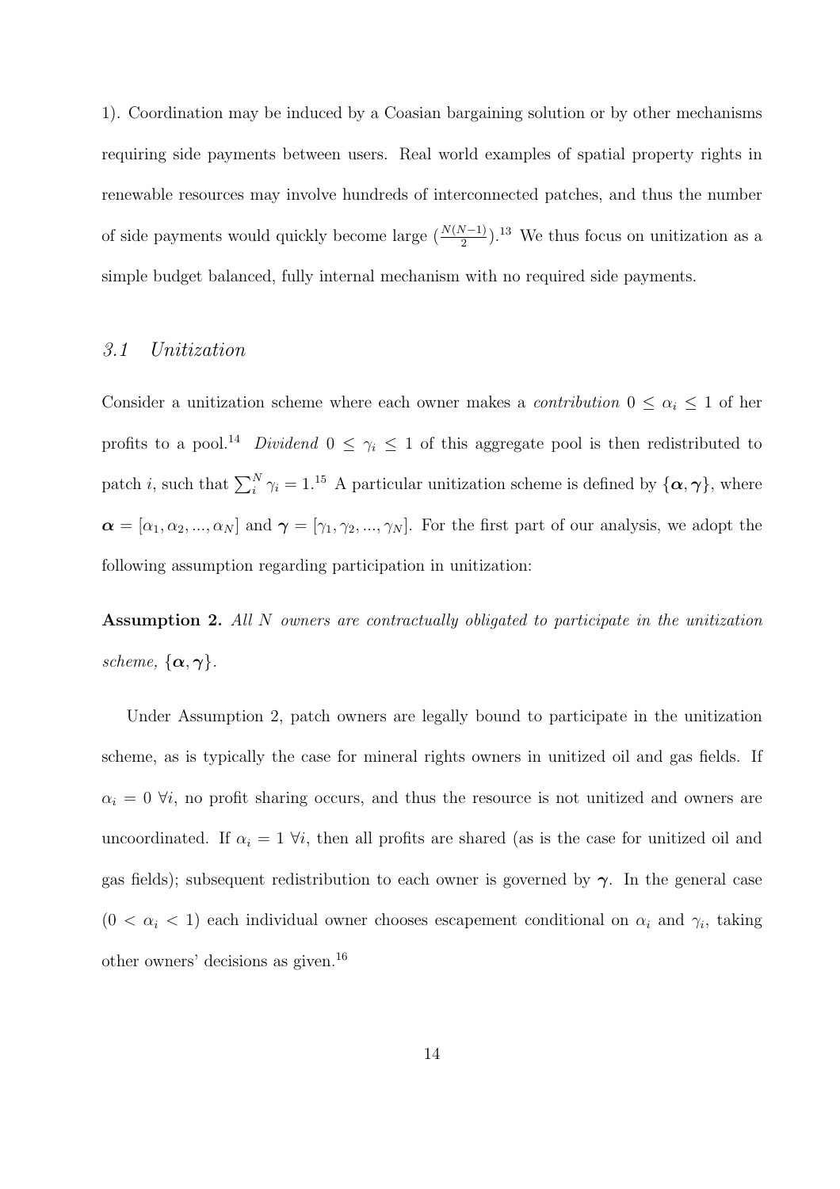1). Coordination may be induced by a Coasian bargaining solution or by other mechanisms requiring side payments between users. Real world examples of spatial property rights in renewable resources may involve hundreds of interconnected patches, and thus the number of side payments would quickly become large ($\frac{N(N-1)}{2}$).[13] We thus focus on unitization as a simple budget balanced, fully internal mechanism with no required side payments.

### 3.1 Unitization

Consider a unitization scheme where each owner makes a *contribution* $0 \leq \alpha_i \leq 1$ of her profits to a pool.[14] *Dividend* $0 \leq \gamma_i \leq 1$ of this aggregate pool is then redistributed to patch $i$, such that $\sum_i^N \gamma_i = 1$.[15] A particular unitization scheme is defined by $\{\boldsymbol{\alpha}, \boldsymbol{\gamma}\}$, where $\boldsymbol{\alpha} = [\alpha_1, \alpha_2, ..., \alpha_N]$ and $\boldsymbol{\gamma} = [\gamma_1, \gamma_2, ..., \gamma_N]$. For the first part of our analysis, we adopt the following assumption regarding participation in unitization:

**Assumption 2.** *All $N$ owners are contractually obligated to participate in the unitization scheme, $\{\boldsymbol{\alpha}, \boldsymbol{\gamma}\}$.*

Under Assumption 2, patch owners are legally bound to participate in the unitization scheme, as is typically the case for mineral rights owners in unitized oil and gas fields. If $\alpha_i = 0 \; \forall i$, no profit sharing occurs, and thus the resource is not unitized and owners are uncoordinated. If $\alpha_i = 1 \; \forall i$, then all profits are shared (as is the case for unitized oil and gas fields); subsequent redistribution to each owner is governed by $\boldsymbol{\gamma}$. In the general case ($0 < \alpha_i < 1$) each individual owner chooses escapement conditional on $\alpha_i$ and $\gamma_i$, taking other owners' decisions as given.[16]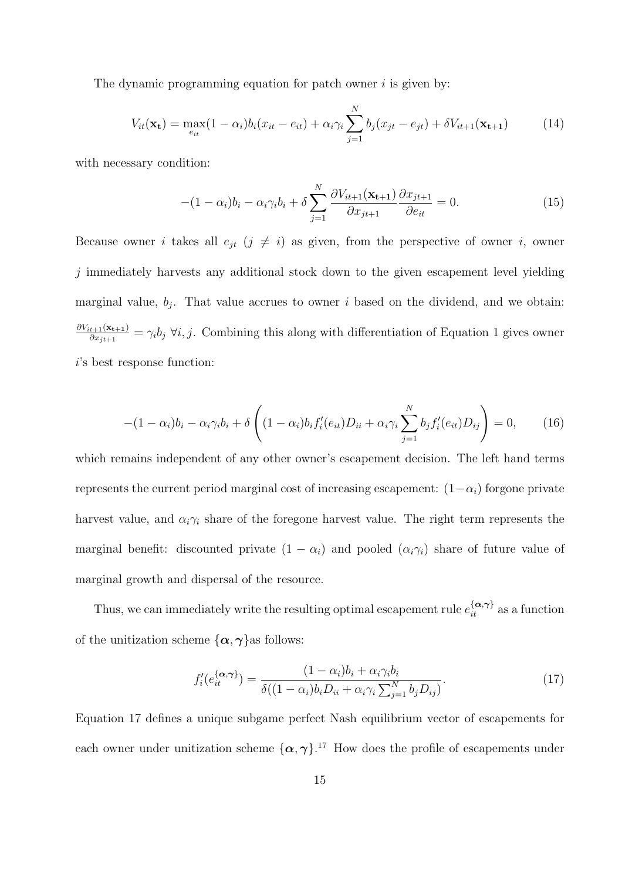The dynamic programming equation for patch owner $i$ is given by:

$$V_{it}(\mathbf{x_t}) = \max_{e_{it}} (1-\alpha_i) b_i (x_{it} - e_{it}) + \alpha_i \gamma_i \sum_{j=1}^{N} b_j (x_{jt} - e_{jt}) + \delta V_{it+1}(\mathbf{x_{t+1}}) \tag{14}$$

with necessary condition:

$$-(1-\alpha_i) b_i - \alpha_i \gamma_i b_i + \delta \sum_{j=1}^{N} \frac{\partial V_{it+1}(\mathbf{x_{t+1}})}{\partial x_{jt+1}} \frac{\partial x_{jt+1}}{\partial e_{it}} = 0. \tag{15}$$

Because owner $i$ takes all $e_{jt}$ $(j \neq i)$ as given, from the perspective of owner $i$, owner $j$ immediately harvests any additional stock down to the given escapement level yielding marginal value, $b_j$. That value accrues to owner $i$ based on the dividend, and we obtain: $\frac{\partial V_{it+1}(\mathbf{x_{t+1}})}{\partial x_{jt+1}} = \gamma_i b_j \; \forall i, j$. Combining this along with differentiation of Equation 1 gives owner $i$'s best response function:

$$-(1-\alpha_i) b_i - \alpha_i \gamma_i b_i + \delta \left( (1-\alpha_i) b_i f_i'(e_{it}) D_{ii} + \alpha_i \gamma_i \sum_{j=1}^{N} b_j f_i'(e_{it}) D_{ij} \right) = 0, \tag{16}$$

which remains independent of any other owner's escapement decision. The left hand terms represents the current period marginal cost of increasing escapement: $(1-\alpha_i)$ forgone private harvest value, and $\alpha_i \gamma_i$ share of the foregone harvest value. The right term represents the marginal benefit: discounted private $(1-\alpha_i)$ and pooled $(\alpha_i \gamma_i)$ share of future value of marginal growth and dispersal of the resource.

Thus, we can immediately write the resulting optimal escapement rule $e_{it}^{\{\boldsymbol{\alpha},\boldsymbol{\gamma}\}}$ as a function of the unitization scheme $\{\boldsymbol{\alpha}, \boldsymbol{\gamma}\}$as follows:

$$f_i'(e_{it}^{\{\boldsymbol{\alpha},\boldsymbol{\gamma}\}}) = \frac{(1-\alpha_i) b_i + \alpha_i \gamma_i b_i}{\delta((1-\alpha_i) b_i D_{ii} + \alpha_i \gamma_i \sum_{j=1}^{N} b_j D_{ij})}. \tag{17}$$

Equation 17 defines a unique subgame perfect Nash equilibrium vector of escapements for each owner under unitization scheme $\{\boldsymbol{\alpha}, \boldsymbol{\gamma}\}$.[17] How does the profile of escapements under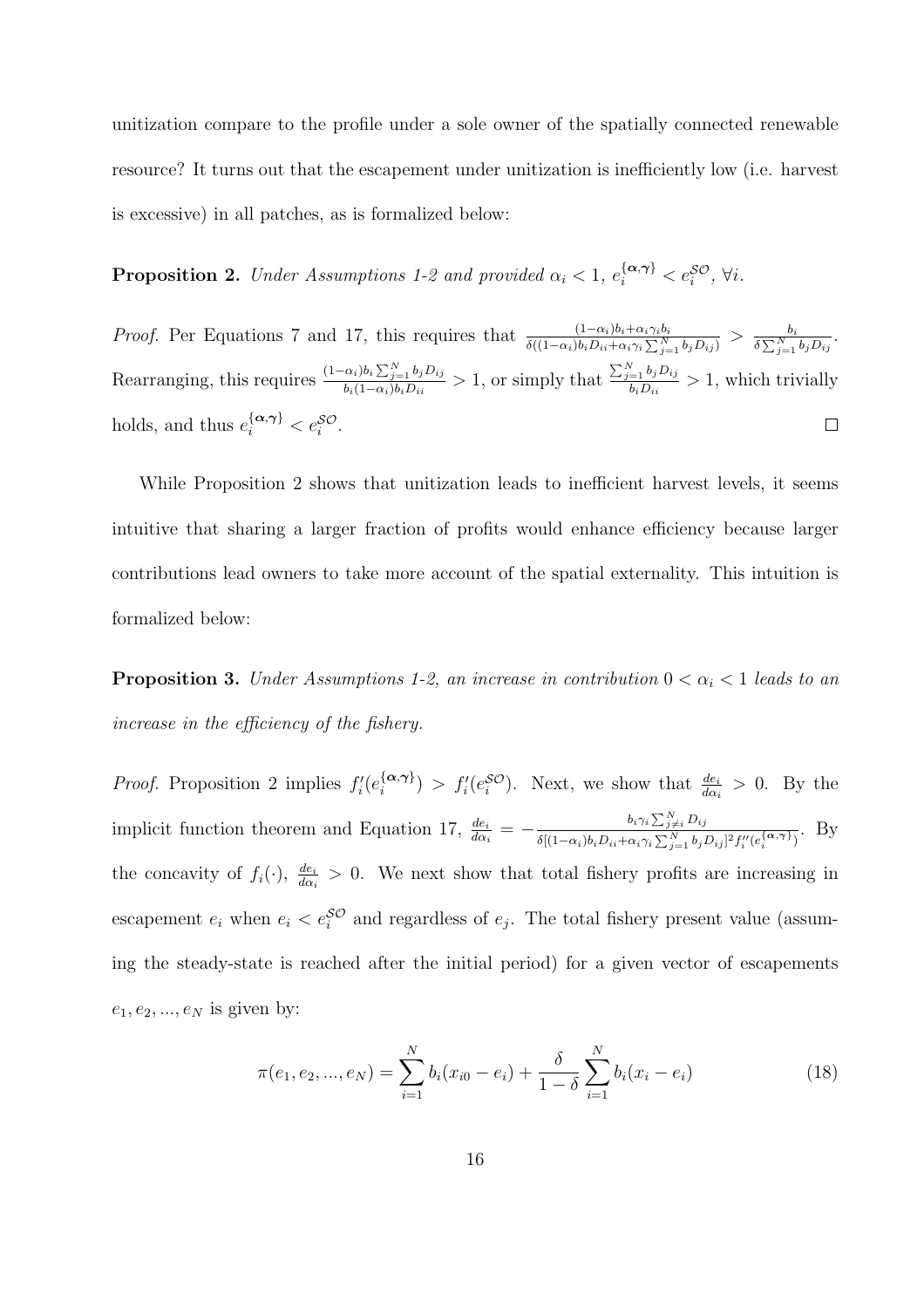unitization compare to the profile under a sole owner of the spatially connected renewable resource? It turns out that the escapement under unitization is inefficiently low (i.e. harvest is excessive) in all patches, as is formalized below:

**Proposition 2.** *Under Assumptions 1-2 and provided $\alpha_i < 1$, $e_i^{\{\boldsymbol{\alpha},\boldsymbol{\gamma}\}} < e_i^{\mathcal{SO}}$, $\forall i$.*

*Proof.* Per Equations 7 and 17, this requires that $\frac{(1-\alpha_i)b_i+\alpha_i\gamma_i b_i}{\delta((1-\alpha_i)b_iD_{ii}+\alpha_i\gamma_i\sum_{j=1}^N b_jD_{ij})} > \frac{b_i}{\delta\sum_{j=1}^N b_jD_{ij}}$. Rearranging, this requires $\frac{(1-\alpha_i)b_i\sum_{j=1}^N b_jD_{ij}}{b_i(1-\alpha_i)b_iD_{ii}} > 1$, or simply that $\frac{\sum_{j=1}^N b_jD_{ij}}{b_iD_{ii}} > 1$, which trivially holds, and thus $e_i^{\{\boldsymbol{\alpha},\boldsymbol{\gamma}\}} < e_i^{\mathcal{SO}}$. $\square$

While Proposition 2 shows that unitization leads to inefficient harvest levels, it seems intuitive that sharing a larger fraction of profits would enhance efficiency because larger contributions lead owners to take more account of the spatial externality. This intuition is formalized below:

**Proposition 3.** *Under Assumptions 1-2, an increase in contribution $0 < \alpha_i < 1$ leads to an increase in the efficiency of the fishery.*

*Proof.* Proposition 2 implies $f_i'(e_i^{\{\boldsymbol{\alpha},\boldsymbol{\gamma}\}}) > f_i'(e_i^{\mathcal{SO}})$. Next, we show that $\frac{de_i}{d\alpha_i} > 0$. By the implicit function theorem and Equation 17, $\frac{de_i}{d\alpha_i} = -\frac{b_i\gamma_i\sum_{j\neq i}^N D_{ij}}{\delta[(1-\alpha_i)b_iD_{ii}+\alpha_i\gamma_i\sum_{j=1}^N b_jD_{ij}]^2 f_i''(e_i^{\{\boldsymbol{\alpha},\boldsymbol{\gamma}\}})}$. By the concavity of $f_i(\cdot)$, $\frac{de_i}{d\alpha_i} > 0$. We next show that total fishery profits are increasing in escapement $e_i$ when $e_i < e_i^{\mathcal{SO}}$ and regardless of $e_j$. The total fishery present value (assuming the steady-state is reached after the initial period) for a given vector of escapements $e_1, e_2, ..., e_N$ is given by:

$$\pi(e_1, e_2, ..., e_N) = \sum_{i=1}^N b_i(x_{i0} - e_i) + \frac{\delta}{1-\delta}\sum_{i=1}^N b_i(x_i - e_i) \tag{18}$$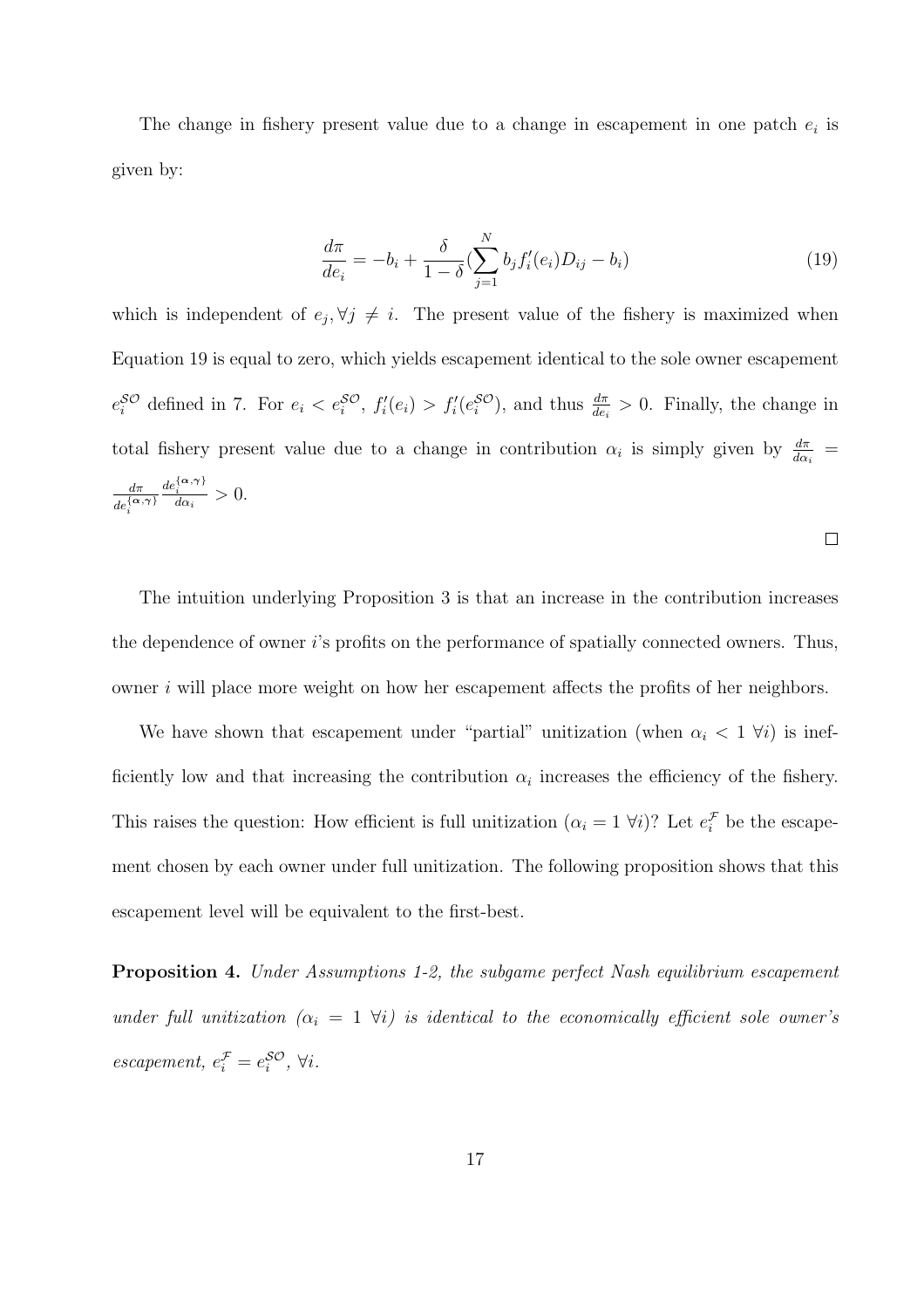The change in fishery present value due to a change in escapement in one patch $e_i$ is given by:

$$\frac{d\pi}{de_i} = -b_i + \frac{\delta}{1-\delta}(\sum_{j=1}^{N} b_j f_i'(e_i) D_{ij} - b_i) \tag{19}$$

which is independent of $e_j, \forall j \neq i$. The present value of the fishery is maximized when Equation 19 is equal to zero, which yields escapement identical to the sole owner escapement $e_i^{\mathcal{SO}}$ defined in 7. For $e_i < e_i^{\mathcal{SO}}$, $f_i'(e_i) > f_i'(e_i^{\mathcal{SO}})$, and thus $\frac{d\pi}{de_i} > 0$. Finally, the change in total fishery present value due to a change in contribution $\alpha_i$ is simply given by $\frac{d\pi}{d\alpha_i} = \frac{d\pi}{de_i^{\{\alpha,\gamma\}}} \frac{de_i^{\{\alpha,\gamma\}}}{d\alpha_i} > 0$.

□

The intuition underlying Proposition 3 is that an increase in the contribution increases the dependence of owner $i$'s profits on the performance of spatially connected owners. Thus, owner $i$ will place more weight on how her escapement affects the profits of her neighbors.

We have shown that escapement under "partial" unitization (when $\alpha_i < 1 \; \forall i$) is inefficiently low and that increasing the contribution $\alpha_i$ increases the efficiency of the fishery. This raises the question: How efficient is full unitization ($\alpha_i = 1 \; \forall i$)? Let $e_i^{\mathcal{F}}$ be the escapement chosen by each owner under full unitization. The following proposition shows that this escapement level will be equivalent to the first-best.

**Proposition 4.** *Under Assumptions 1-2, the subgame perfect Nash equilibrium escapement under full unitization ($\alpha_i = 1 \; \forall i$) is identical to the economically efficient sole owner's escapement, $e_i^{\mathcal{F}} = e_i^{\mathcal{SO}}$, $\forall i$.*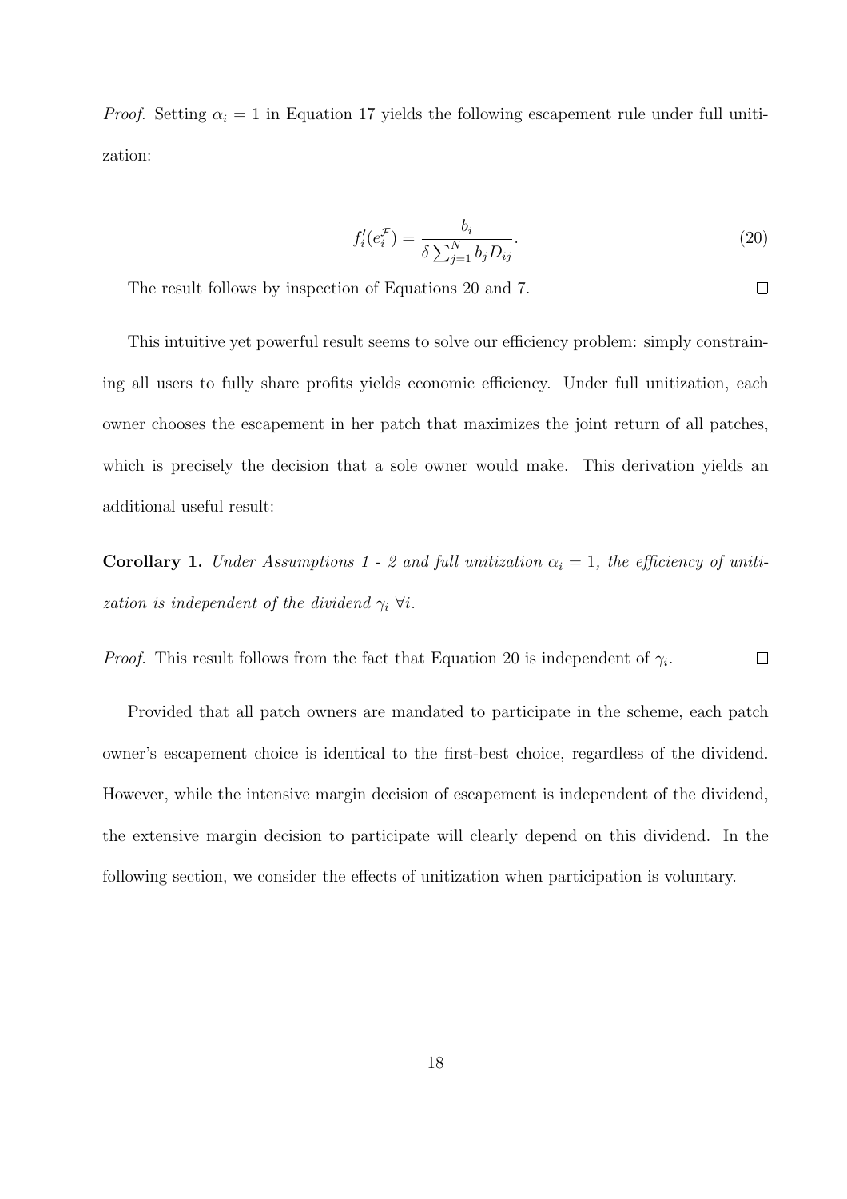*Proof.* Setting $\alpha_i = 1$ in Equation 17 yields the following escapement rule under full unitization:

$$f_i'(e_i^{\mathcal{F}}) = \frac{b_i}{\delta \sum_{j=1}^{N} b_j D_{ij}}. \tag{20}$$

The result follows by inspection of Equations 20 and 7. □

This intuitive yet powerful result seems to solve our efficiency problem: simply constraining all users to fully share profits yields economic efficiency. Under full unitization, each owner chooses the escapement in her patch that maximizes the joint return of all patches, which is precisely the decision that a sole owner would make. This derivation yields an additional useful result:

**Corollary 1.** *Under Assumptions 1 - 2 and full unitization $\alpha_i = 1$, the efficiency of unitization is independent of the dividend $\gamma_i$ $\forall i$.*

*Proof.* This result follows from the fact that Equation 20 is independent of $\gamma_i$. □

Provided that all patch owners are mandated to participate in the scheme, each patch owner's escapement choice is identical to the first-best choice, regardless of the dividend. However, while the intensive margin decision of escapement is independent of the dividend, the extensive margin decision to participate will clearly depend on this dividend. In the following section, we consider the effects of unitization when participation is voluntary.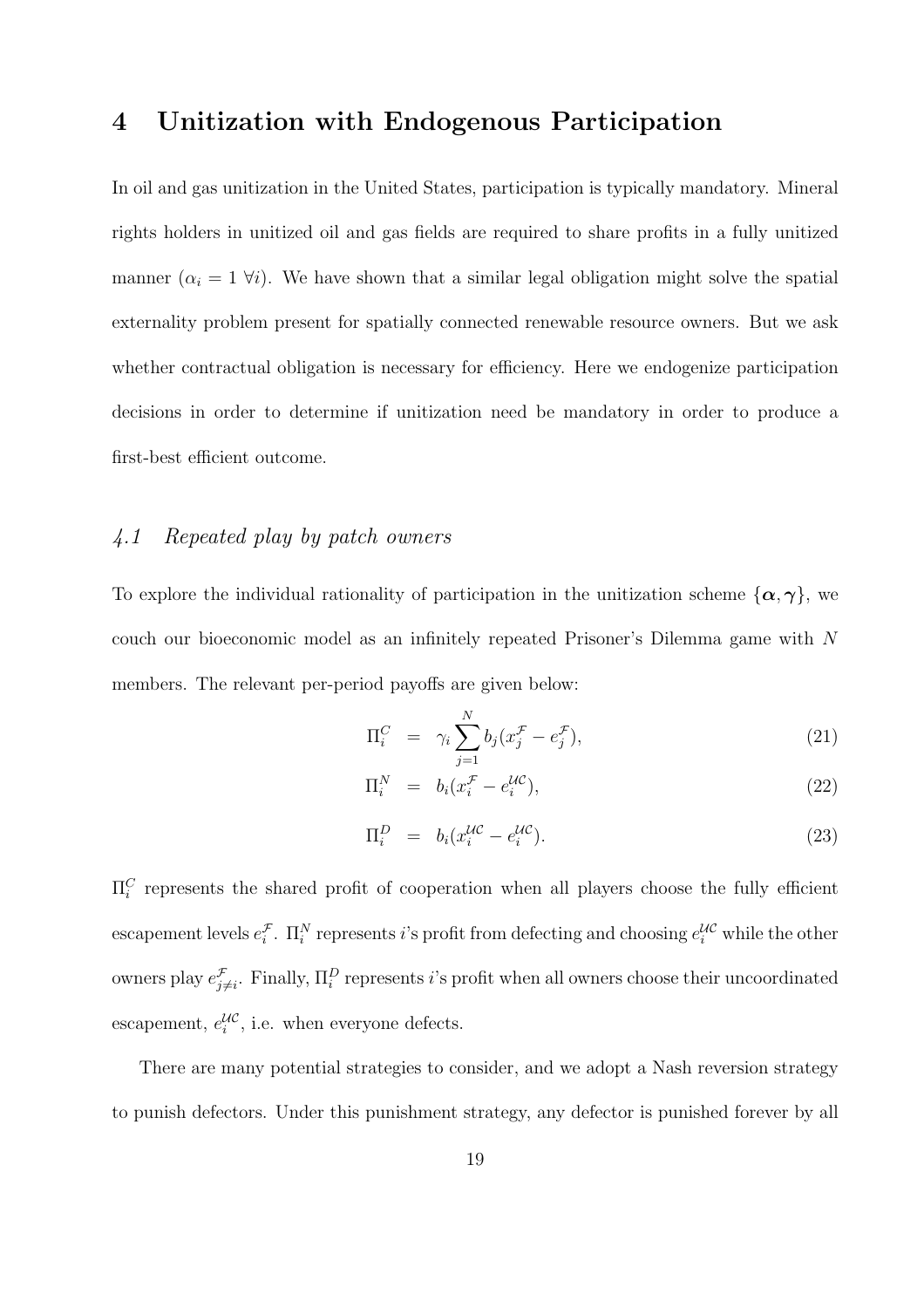# 4 Unitization with Endogenous Participation

In oil and gas unitization in the United States, participation is typically mandatory. Mineral rights holders in unitized oil and gas fields are required to share profits in a fully unitized manner ($\alpha_i = 1 \; \forall i$). We have shown that a similar legal obligation might solve the spatial externality problem present for spatially connected renewable resource owners. But we ask whether contractual obligation is necessary for efficiency. Here we endogenize participation decisions in order to determine if unitization need be mandatory in order to produce a first-best efficient outcome.

## *4.1 Repeated play by patch owners*

To explore the individual rationality of participation in the unitization scheme $\{\boldsymbol{\alpha}, \boldsymbol{\gamma}\}$, we couch our bioeconomic model as an infinitely repeated Prisoner's Dilemma game with $N$ members. The relevant per-period payoffs are given below:

$$\Pi_i^C = \gamma_i \sum_{j=1}^{N} b_j(x_j^{\mathcal{F}} - e_j^{\mathcal{F}}), \tag{21}$$

$$\Pi_i^N = b_i(x_i^{\mathcal{F}} - e_i^{\mathcal{UC}}), \tag{22}$$

$$\Pi_i^D = b_i(x_i^{\mathcal{UC}} - e_i^{\mathcal{UC}}). \tag{23}$$

$\Pi_i^C$ represents the shared profit of cooperation when all players choose the fully efficient escapement levels $e_i^{\mathcal{F}}$. $\Pi_i^N$ represents $i$'s profit from defecting and choosing $e_i^{\mathcal{UC}}$ while the other owners play $e_{j \neq i}^{\mathcal{F}}$. Finally, $\Pi_i^D$ represents $i$'s profit when all owners choose their uncoordinated escapement, $e_i^{\mathcal{UC}}$, i.e. when everyone defects.

There are many potential strategies to consider, and we adopt a Nash reversion strategy to punish defectors. Under this punishment strategy, any defector is punished forever by all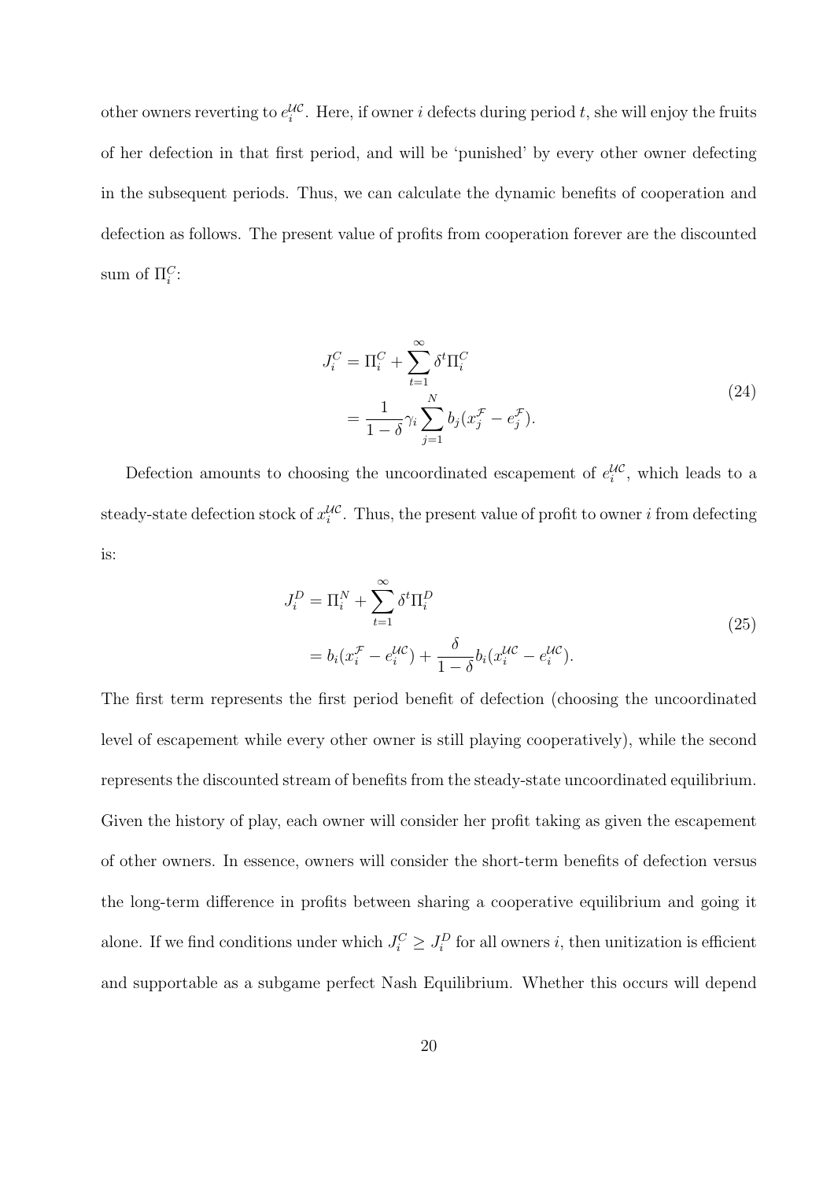other owners reverting to $e_i^{\mathcal{UC}}$. Here, if owner $i$ defects during period $t$, she will enjoy the fruits of her defection in that first period, and will be 'punished' by every other owner defecting in the subsequent periods. Thus, we can calculate the dynamic benefits of cooperation and defection as follows. The present value of profits from cooperation forever are the discounted sum of $\Pi_i^C$:

$$
\begin{aligned}
J_i^C &= \Pi_i^C + \sum_{t=1}^{\infty} \delta^t \Pi_i^C \\
&= \frac{1}{1-\delta} \gamma_i \sum_{j=1}^{N} b_j (x_j^{\mathcal{F}} - e_j^{\mathcal{F}}).
\end{aligned}
\tag{24}
$$

Defection amounts to choosing the uncoordinated escapement of $e_i^{\mathcal{UC}}$, which leads to a steady-state defection stock of $x_i^{\mathcal{UC}}$. Thus, the present value of profit to owner $i$ from defecting is:

$$
\begin{aligned}
J_i^D &= \Pi_i^N + \sum_{t=1}^{\infty} \delta^t \Pi_i^D \\
&= b_i (x_i^{\mathcal{F}} - e_i^{\mathcal{UC}}) + \frac{\delta}{1-\delta} b_i (x_i^{\mathcal{UC}} - e_i^{\mathcal{UC}}).
\end{aligned}
\tag{25}
$$

The first term represents the first period benefit of defection (choosing the uncoordinated level of escapement while every other owner is still playing cooperatively), while the second represents the discounted stream of benefits from the steady-state uncoordinated equilibrium. Given the history of play, each owner will consider her profit taking as given the escapement of other owners. In essence, owners will consider the short-term benefits of defection versus the long-term difference in profits between sharing a cooperative equilibrium and going it alone. If we find conditions under which $J_i^C \geq J_i^D$ for all owners $i$, then unitization is efficient and supportable as a subgame perfect Nash Equilibrium. Whether this occurs will depend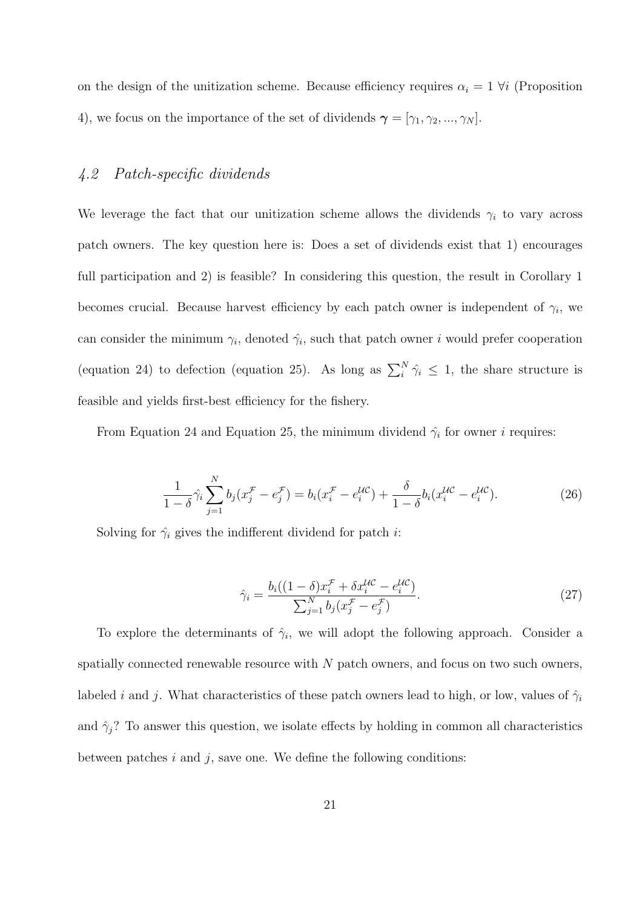on the design of the unitization scheme. Because efficiency requires $\alpha_i = 1 \; \forall i$ (Proposition 4), we focus on the importance of the set of dividends $\boldsymbol{\gamma} = [\gamma_1, \gamma_2, ..., \gamma_N]$.

### *4.2 Patch-specific dividends*

We leverage the fact that our unitization scheme allows the dividends $\gamma_i$ to vary across patch owners. The key question here is: Does a set of dividends exist that 1) encourages full participation and 2) is feasible? In considering this question, the result in Corollary 1 becomes crucial. Because harvest efficiency by each patch owner is independent of $\gamma_i$, we can consider the minimum $\gamma_i$, denoted $\hat{\gamma}_i$, such that patch owner $i$ would prefer cooperation (equation 24) to defection (equation 25). As long as $\sum_i^N \hat{\gamma}_i \leq 1$, the share structure is feasible and yields first-best efficiency for the fishery.

From Equation 24 and Equation 25, the minimum dividend $\hat{\gamma}_i$ for owner $i$ requires:

$$\frac{1}{1-\delta}\hat{\gamma}_i \sum_{j=1}^{N} b_j(x_j^{\mathcal{F}} - e_j^{\mathcal{F}}) = b_i(x_i^{\mathcal{F}} - e_i^{\mathcal{UC}}) + \frac{\delta}{1-\delta} b_i(x_i^{\mathcal{UC}} - e_i^{\mathcal{UC}}). \tag{26}$$

Solving for $\hat{\gamma}_i$ gives the indifferent dividend for patch $i$:

$$\hat{\gamma}_i = \frac{b_i((1-\delta)x_i^{\mathcal{F}} + \delta x_i^{\mathcal{UC}} - e_i^{\mathcal{UC}})}{\sum_{j=1}^{N} b_j(x_j^{\mathcal{F}} - e_j^{\mathcal{F}})}. \tag{27}$$

To explore the determinants of $\hat{\gamma}_i$, we will adopt the following approach. Consider a spatially connected renewable resource with $N$ patch owners, and focus on two such owners, labeled $i$ and $j$. What characteristics of these patch owners lead to high, or low, values of $\hat{\gamma}_i$ and $\hat{\gamma}_j$? To answer this question, we isolate effects by holding in common all characteristics between patches $i$ and $j$, save one. We define the following conditions: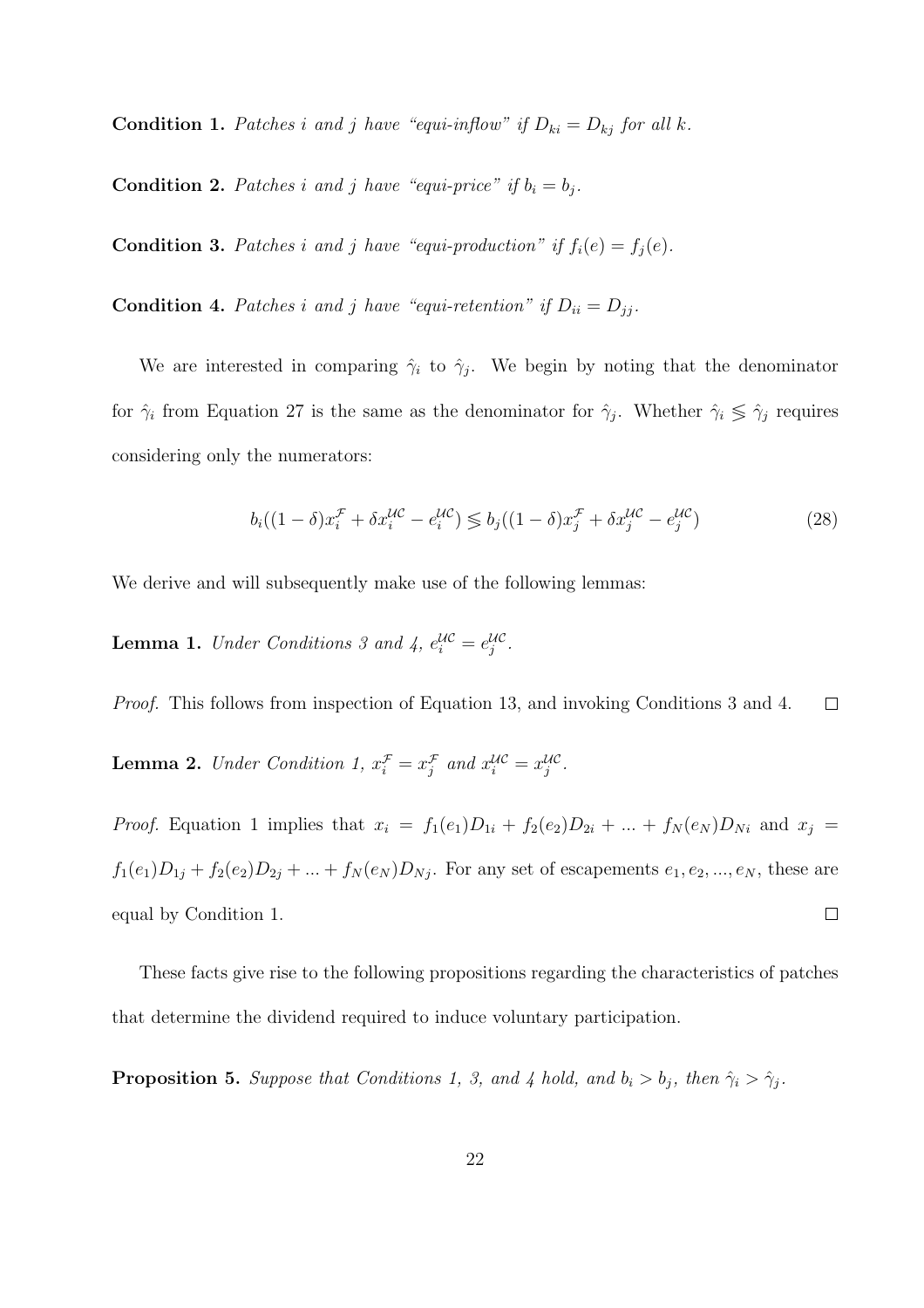**Condition 1.** *Patches $i$ and $j$ have "equi-inflow" if $D_{ki} = D_{kj}$ for all $k$.*

**Condition 2.** *Patches $i$ and $j$ have "equi-price" if $b_i = b_j$.*

**Condition 3.** *Patches $i$ and $j$ have "equi-production" if $f_i(e) = f_j(e)$.*

**Condition 4.** *Patches $i$ and $j$ have "equi-retention" if $D_{ii} = D_{jj}$.*

We are interested in comparing $\hat{\gamma}_i$ to $\hat{\gamma}_j$. We begin by noting that the denominator for $\hat{\gamma}_i$ from Equation 27 is the same as the denominator for $\hat{\gamma}_j$. Whether $\hat{\gamma}_i \lesseqgtr \hat{\gamma}_j$ requires considering only the numerators:

$$b_i((1-\delta)x_i^{\mathcal{F}} + \delta x_i^{\mathcal{UC}} - e_i^{\mathcal{UC}}) \lesseqgtr b_j((1-\delta)x_j^{\mathcal{F}} + \delta x_j^{\mathcal{UC}} - e_j^{\mathcal{UC}}) \tag{28}$$

We derive and will subsequently make use of the following lemmas:

**Lemma 1.** *Under Conditions 3 and 4, $e_i^{\mathcal{UC}} = e_j^{\mathcal{UC}}$.*

*Proof.* This follows from inspection of Equation 13, and invoking Conditions 3 and 4. $\square$

**Lemma 2.** *Under Condition 1, $x_i^{\mathcal{F}} = x_j^{\mathcal{F}}$ and $x_i^{\mathcal{UC}} = x_j^{\mathcal{UC}}$.*

*Proof.* Equation 1 implies that $x_i = f_1(e_1)D_{1i} + f_2(e_2)D_{2i} + ... + f_N(e_N)D_{Ni}$ and $x_j = f_1(e_1)D_{1j} + f_2(e_2)D_{2j} + ... + f_N(e_N)D_{Nj}$. For any set of escapements $e_1, e_2, ..., e_N$, these are equal by Condition 1. $\square$

These facts give rise to the following propositions regarding the characteristics of patches that determine the dividend required to induce voluntary participation.

**Proposition 5.** *Suppose that Conditions 1, 3, and 4 hold, and $b_i > b_j$, then $\hat{\gamma}_i > \hat{\gamma}_j$.*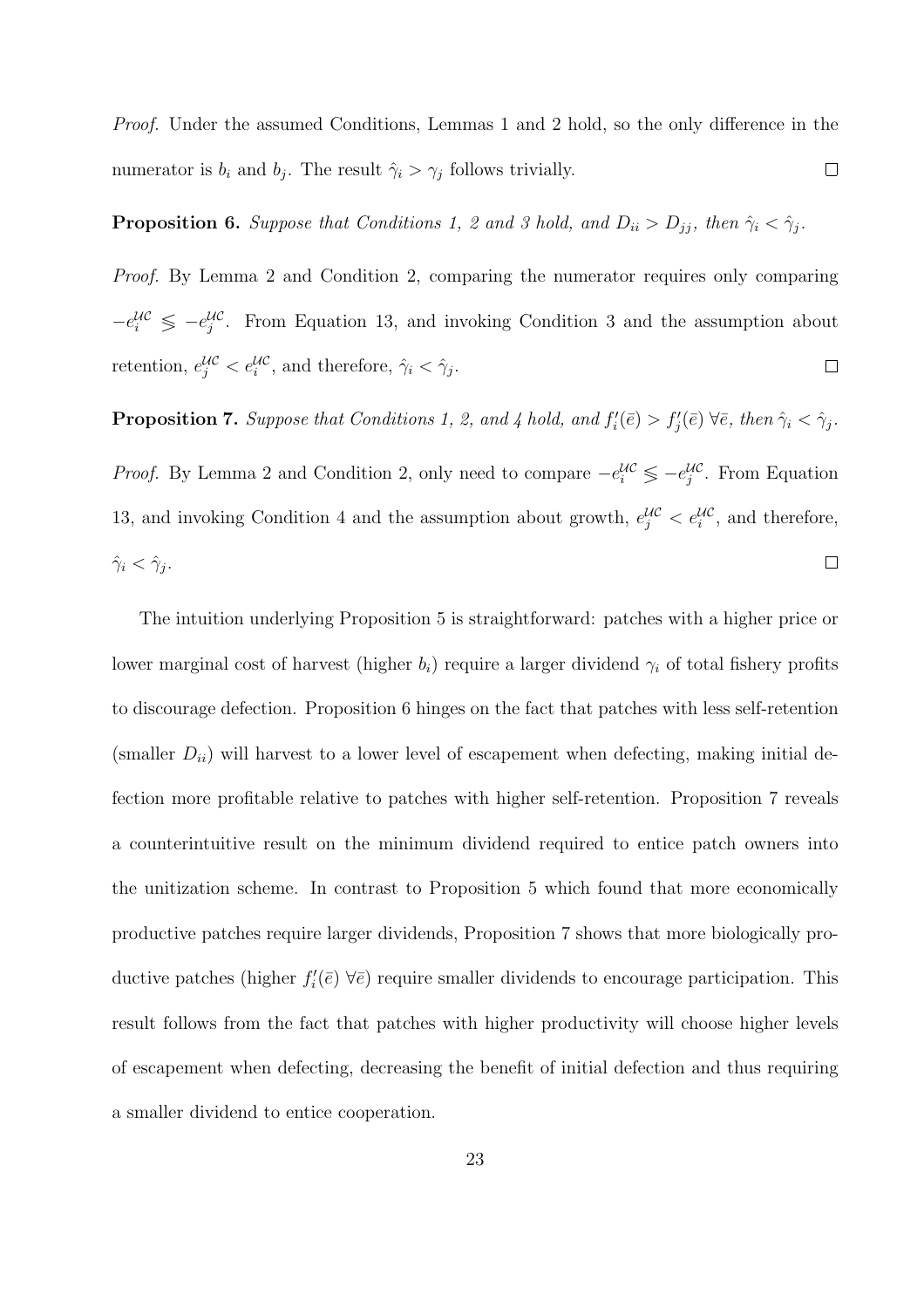*Proof.* Under the assumed Conditions, Lemmas 1 and 2 hold, so the only difference in the numerator is $b_i$ and $b_j$. The result $\hat{\gamma}_i > \gamma_j$ follows trivially. $\square$

**Proposition 6.** *Suppose that Conditions 1, 2 and 3 hold, and $D_{ii} > D_{jj}$, then $\hat{\gamma}_i < \hat{\gamma}_j$.*

*Proof.* By Lemma 2 and Condition 2, comparing the numerator requires only comparing $-e_i^{\mathcal{UC}} \lesseqgtr -e_j^{\mathcal{UC}}$. From Equation 13, and invoking Condition 3 and the assumption about retention, $e_j^{\mathcal{UC}} < e_i^{\mathcal{UC}}$, and therefore, $\hat{\gamma}_i < \hat{\gamma}_j$. $\square$

**Proposition 7.** *Suppose that Conditions 1, 2, and 4 hold, and $f_i'(\bar{e}) > f_j'(\bar{e})\ \forall \bar{e}$, then $\hat{\gamma}_i < \hat{\gamma}_j$.*

*Proof.* By Lemma 2 and Condition 2, only need to compare $-e_i^{\mathcal{UC}} \lesseqgtr -e_j^{\mathcal{UC}}$. From Equation 13, and invoking Condition 4 and the assumption about growth, $e_j^{\mathcal{UC}} < e_i^{\mathcal{UC}}$, and therefore, $\hat{\gamma}_i < \hat{\gamma}_j$. $\square$

The intuition underlying Proposition 5 is straightforward: patches with a higher price or lower marginal cost of harvest (higher $b_i$) require a larger dividend $\gamma_i$ of total fishery profits to discourage defection. Proposition 6 hinges on the fact that patches with less self-retention (smaller $D_{ii}$) will harvest to a lower level of escapement when defecting, making initial defection more profitable relative to patches with higher self-retention. Proposition 7 reveals a counterintuitive result on the minimum dividend required to entice patch owners into the unitization scheme. In contrast to Proposition 5 which found that more economically productive patches require larger dividends, Proposition 7 shows that more biologically productive patches (higher $f_i'(\bar{e})\ \forall \bar{e}$) require smaller dividends to encourage participation. This result follows from the fact that patches with higher productivity will choose higher levels of escapement when defecting, decreasing the benefit of initial defection and thus requiring a smaller dividend to entice cooperation.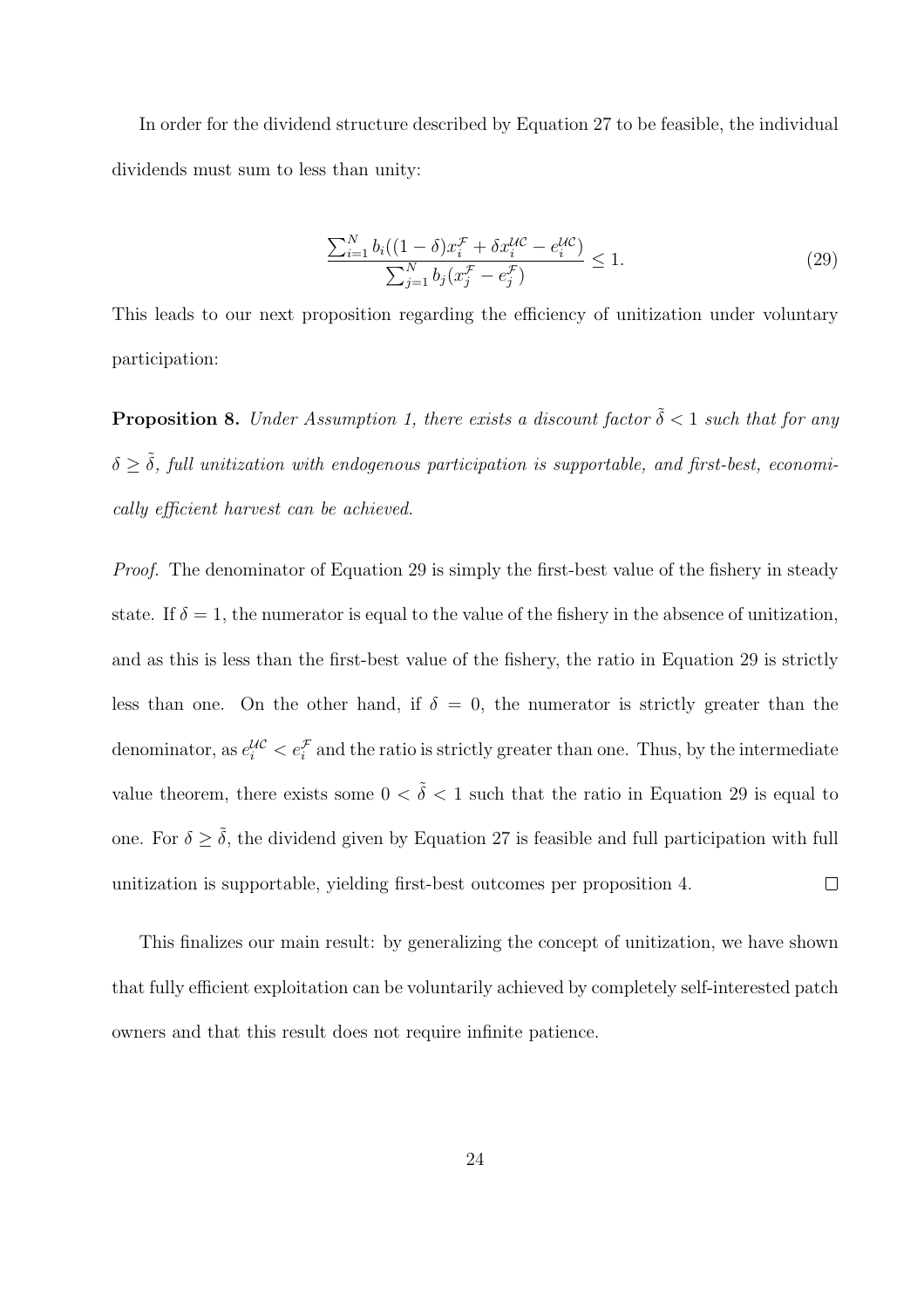In order for the dividend structure described by Equation 27 to be feasible, the individual dividends must sum to less than unity:

$$\frac{\sum_{i=1}^{N} b_i((1-\delta)x_i^{\mathcal{F}} + \delta x_i^{\mathcal{UC}} - e_i^{\mathcal{UC}})}{\sum_{j=1}^{N} b_j(x_j^{\mathcal{F}} - e_j^{\mathcal{F}})} \leq 1. \tag{29}$$

This leads to our next proposition regarding the efficiency of unitization under voluntary participation:

**Proposition 8.** *Under Assumption 1, there exists a discount factor $\tilde{\delta} < 1$ such that for any $\delta \geq \tilde{\delta}$, full unitization with endogenous participation is supportable, and first-best, economically efficient harvest can be achieved.*

*Proof.* The denominator of Equation 29 is simply the first-best value of the fishery in steady state. If $\delta = 1$, the numerator is equal to the value of the fishery in the absence of unitization, and as this is less than the first-best value of the fishery, the ratio in Equation 29 is strictly less than one. On the other hand, if $\delta = 0$, the numerator is strictly greater than the denominator, as $e_i^{\mathcal{UC}} < e_i^{\mathcal{F}}$ and the ratio is strictly greater than one. Thus, by the intermediate value theorem, there exists some $0 < \tilde{\delta} < 1$ such that the ratio in Equation 29 is equal to one. For $\delta \geq \tilde{\delta}$, the dividend given by Equation 27 is feasible and full participation with full unitization is supportable, yielding first-best outcomes per proposition 4. $\square$

This finalizes our main result: by generalizing the concept of unitization, we have shown that fully efficient exploitation can be voluntarily achieved by completely self-interested patch owners and that this result does not require infinite patience.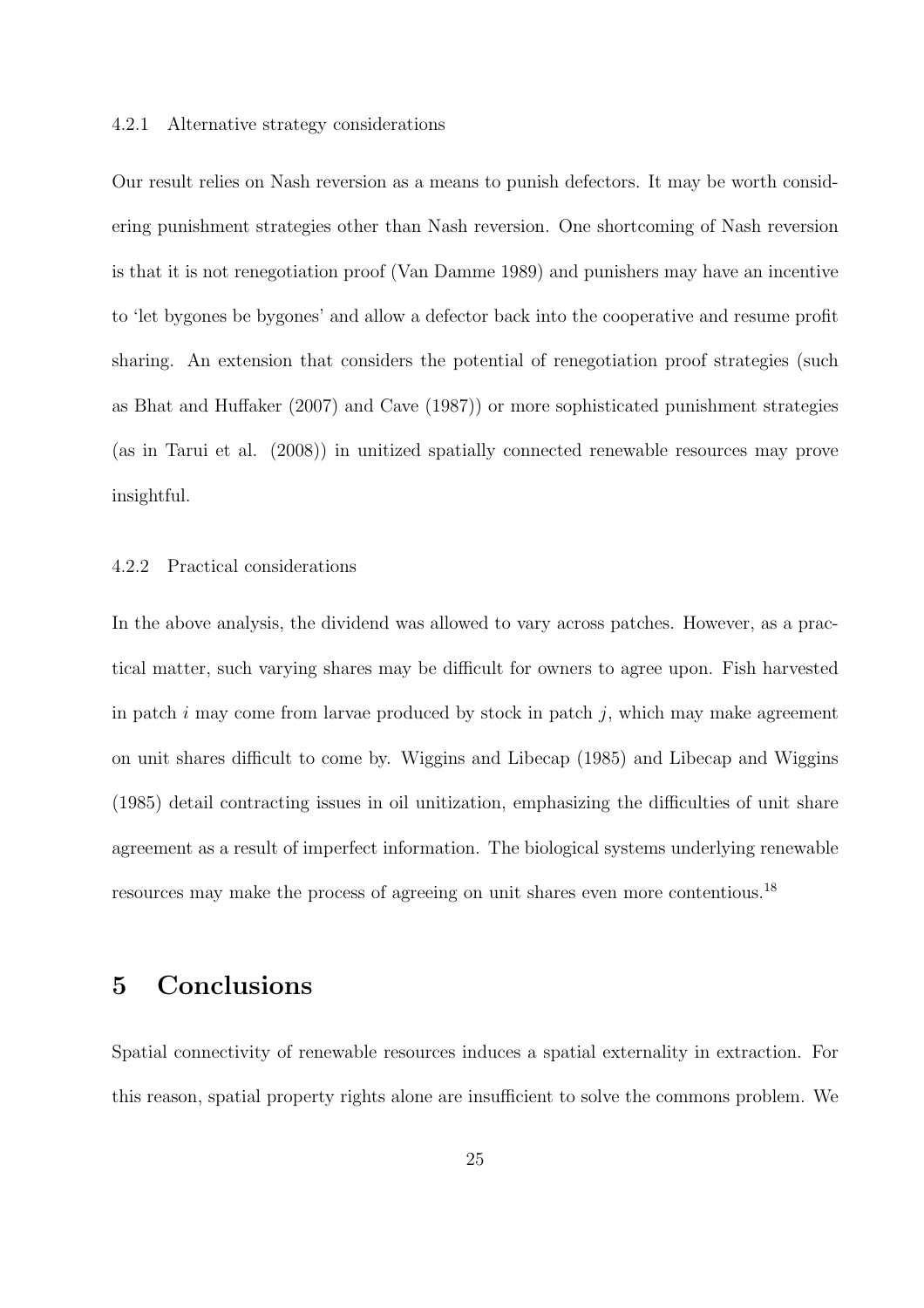#### 4.2.1 Alternative strategy considerations

Our result relies on Nash reversion as a means to punish defectors. It may be worth considering punishment strategies other than Nash reversion. One shortcoming of Nash reversion is that it is not renegotiation proof (Van Damme 1989) and punishers may have an incentive to 'let bygones be bygones' and allow a defector back into the cooperative and resume profit sharing. An extension that considers the potential of renegotiation proof strategies (such as Bhat and Huffaker (2007) and Cave (1987)) or more sophisticated punishment strategies (as in Tarui et al. (2008)) in unitized spatially connected renewable resources may prove insightful.

#### 4.2.2 Practical considerations

In the above analysis, the dividend was allowed to vary across patches. However, as a practical matter, such varying shares may be difficult for owners to agree upon. Fish harvested in patch $i$ may come from larvae produced by stock in patch $j$, which may make agreement on unit shares difficult to come by. Wiggins and Libecap (1985) and Libecap and Wiggins (1985) detail contracting issues in oil unitization, emphasizing the difficulties of unit share agreement as a result of imperfect information. The biological systems underlying renewable resources may make the process of agreeing on unit shares even more contentious.[18]

# 5 Conclusions

Spatial connectivity of renewable resources induces a spatial externality in extraction. For this reason, spatial property rights alone are insufficient to solve the commons problem. We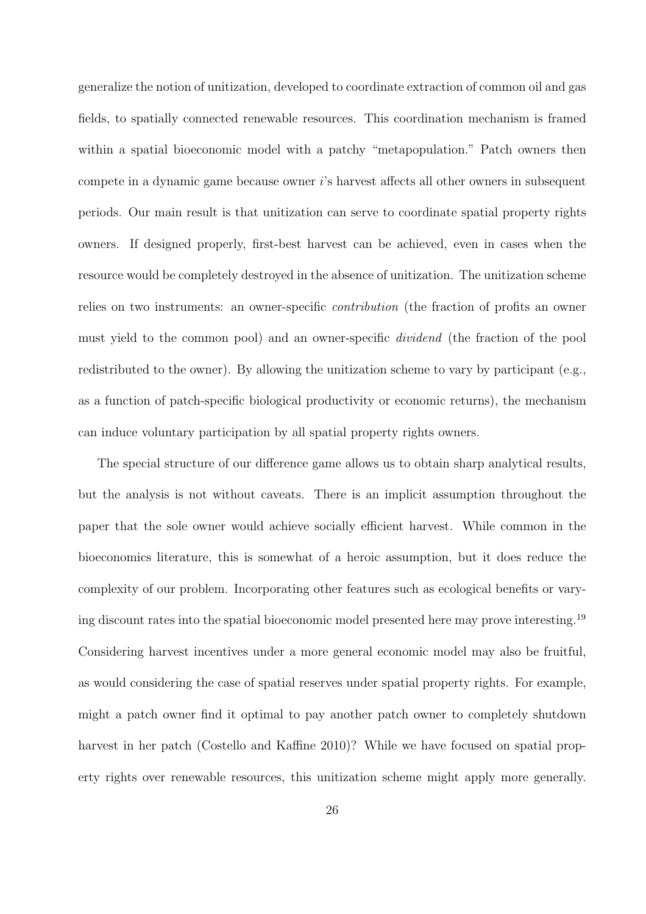generalize the notion of unitization, developed to coordinate extraction of common oil and gas fields, to spatially connected renewable resources. This coordination mechanism is framed within a spatial bioeconomic model with a patchy "metapopulation." Patch owners then compete in a dynamic game because owner $i$'s harvest affects all other owners in subsequent periods. Our main result is that unitization can serve to coordinate spatial property rights owners. If designed properly, first-best harvest can be achieved, even in cases when the resource would be completely destroyed in the absence of unitization. The unitization scheme relies on two instruments: an owner-specific *contribution* (the fraction of profits an owner must yield to the common pool) and an owner-specific *dividend* (the fraction of the pool redistributed to the owner). By allowing the unitization scheme to vary by participant (e.g., as a function of patch-specific biological productivity or economic returns), the mechanism can induce voluntary participation by all spatial property rights owners.

The special structure of our difference game allows us to obtain sharp analytical results, but the analysis is not without caveats. There is an implicit assumption throughout the paper that the sole owner would achieve socially efficient harvest. While common in the bioeconomics literature, this is somewhat of a heroic assumption, but it does reduce the complexity of our problem. Incorporating other features such as ecological benefits or varying discount rates into the spatial bioeconomic model presented here may prove interesting.[19] Considering harvest incentives under a more general economic model may also be fruitful, as would considering the case of spatial reserves under spatial property rights. For example, might a patch owner find it optimal to pay another patch owner to completely shutdown harvest in her patch (Costello and Kaffine 2010)? While we have focused on spatial property rights over renewable resources, this unitization scheme might apply more generally.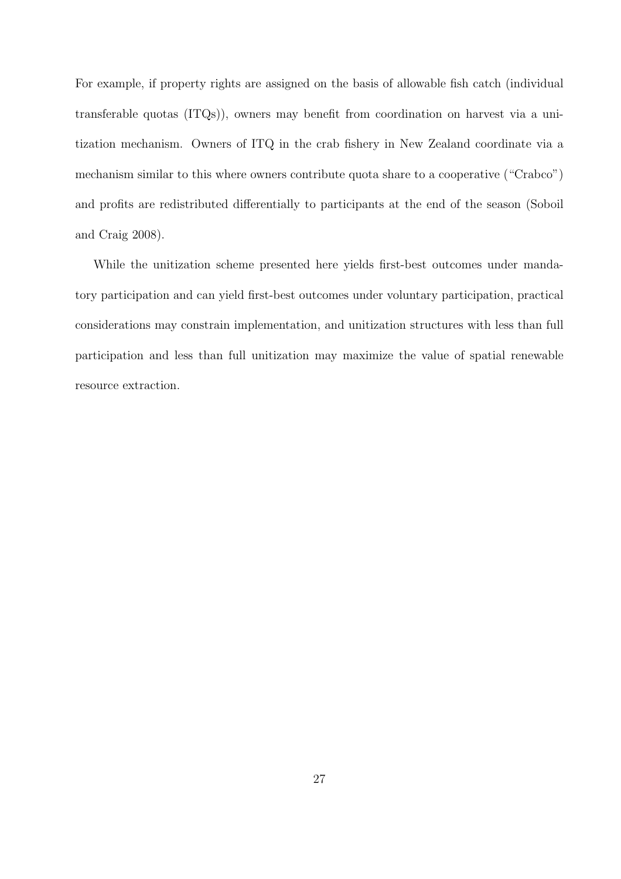For example, if property rights are assigned on the basis of allowable fish catch (individual transferable quotas (ITQs)), owners may benefit from coordination on harvest via a unitization mechanism. Owners of ITQ in the crab fishery in New Zealand coordinate via a mechanism similar to this where owners contribute quota share to a cooperative ("Crabco") and profits are redistributed differentially to participants at the end of the season (Soboil and Craig 2008).

While the unitization scheme presented here yields first-best outcomes under mandatory participation and can yield first-best outcomes under voluntary participation, practical considerations may constrain implementation, and unitization structures with less than full participation and less than full unitization may maximize the value of spatial renewable resource extraction.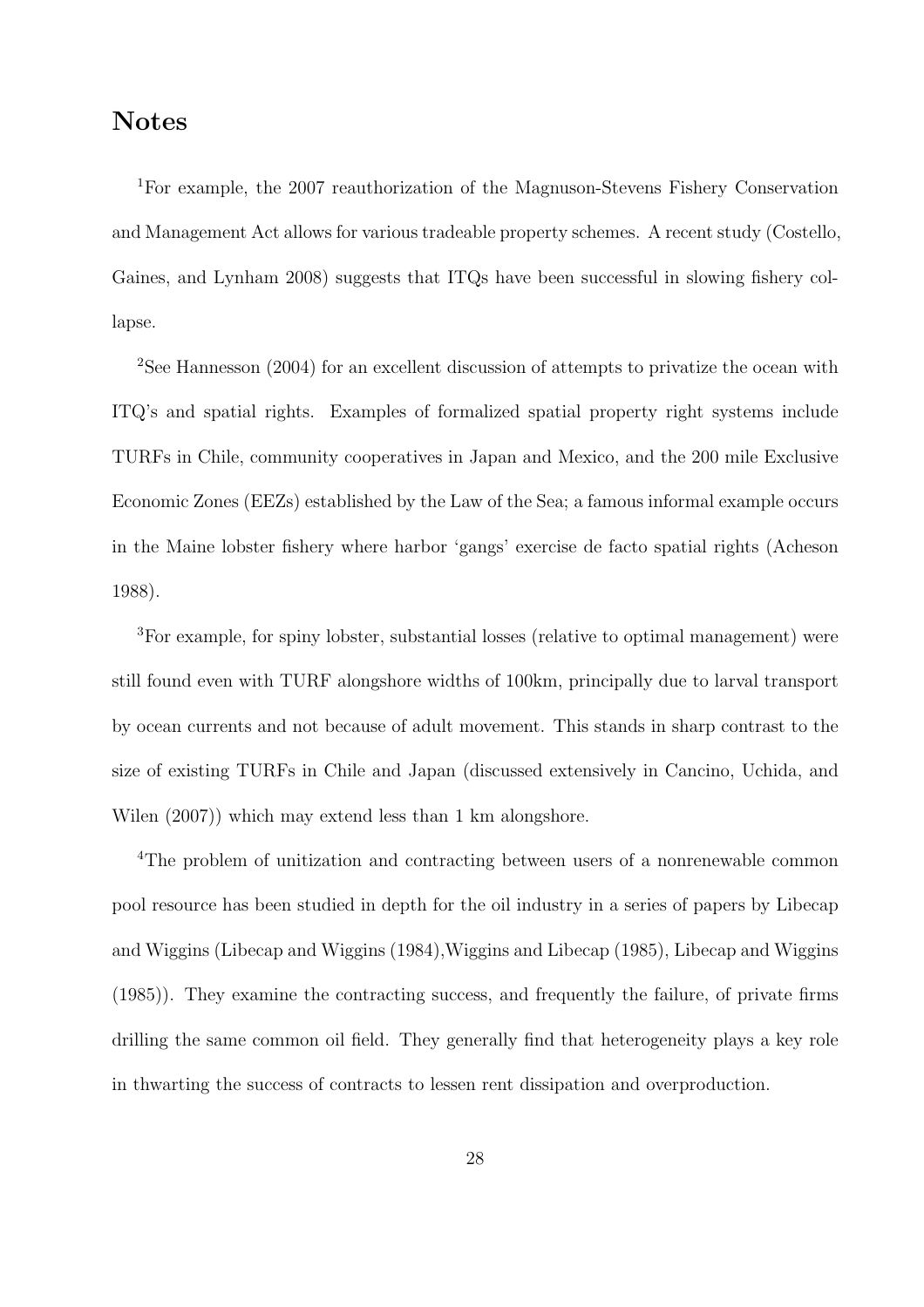## Notes

[1]For example, the 2007 reauthorization of the Magnuson-Stevens Fishery Conservation and Management Act allows for various tradeable property schemes. A recent study (Costello, Gaines, and Lynham 2008) suggests that ITQs have been successful in slowing fishery collapse.

[2]See Hannesson (2004) for an excellent discussion of attempts to privatize the ocean with ITQ's and spatial rights. Examples of formalized spatial property right systems include TURFs in Chile, community cooperatives in Japan and Mexico, and the 200 mile Exclusive Economic Zones (EEZs) established by the Law of the Sea; a famous informal example occurs in the Maine lobster fishery where harbor 'gangs' exercise de facto spatial rights (Acheson 1988).

[3]For example, for spiny lobster, substantial losses (relative to optimal management) were still found even with TURF alongshore widths of 100km, principally due to larval transport by ocean currents and not because of adult movement. This stands in sharp contrast to the size of existing TURFs in Chile and Japan (discussed extensively in Cancino, Uchida, and Wilen (2007)) which may extend less than 1 km alongshore.

[4]The problem of unitization and contracting between users of a nonrenewable common pool resource has been studied in depth for the oil industry in a series of papers by Libecap and Wiggins (Libecap and Wiggins (1984),Wiggins and Libecap (1985), Libecap and Wiggins (1985)). They examine the contracting success, and frequently the failure, of private firms drilling the same common oil field. They generally find that heterogeneity plays a key role in thwarting the success of contracts to lessen rent dissipation and overproduction.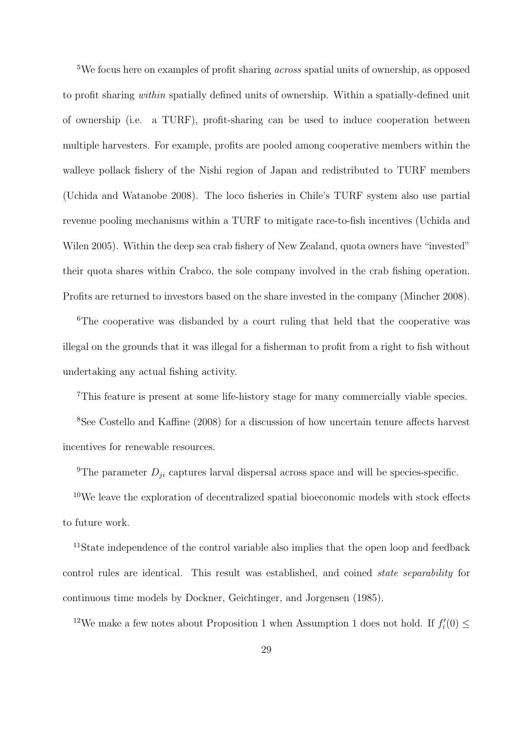[5]We focus here on examples of profit sharing *across* spatial units of ownership, as opposed to profit sharing *within* spatially defined units of ownership. Within a spatially-defined unit of ownership (i.e. a TURF), profit-sharing can be used to induce cooperation between multiple harvesters. For example, profits are pooled among cooperative members within the walleye pollack fishery of the Nishi region of Japan and redistributed to TURF members (Uchida and Watanobe 2008). The loco fisheries in Chile's TURF system also use partial revenue pooling mechanisms within a TURF to mitigate race-to-fish incentives (Uchida and Wilen 2005). Within the deep sea crab fishery of New Zealand, quota owners have "invested" their quota shares within Crabco, the sole company involved in the crab fishing operation. Profits are returned to investors based on the share invested in the company (Mincher 2008).

[6]The cooperative was disbanded by a court ruling that held that the cooperative was illegal on the grounds that it was illegal for a fisherman to profit from a right to fish without undertaking any actual fishing activity.

[7]This feature is present at some life-history stage for many commercially viable species.

[8]See Costello and Kaffine (2008) for a discussion of how uncertain tenure affects harvest incentives for renewable resources.

[9]The parameter $D_{ji}$ captures larval dispersal across space and will be species-specific.

[10]We leave the exploration of decentralized spatial bioeconomic models with stock effects to future work.

[11]State independence of the control variable also implies that the open loop and feedback control rules are identical. This result was established, and coined *state separability* for continuous time models by Dockner, Geichtinger, and Jorgensen (1985).

[12]We make a few notes about Proposition 1 when Assumption 1 does not hold. If $f_i'(0) \leq$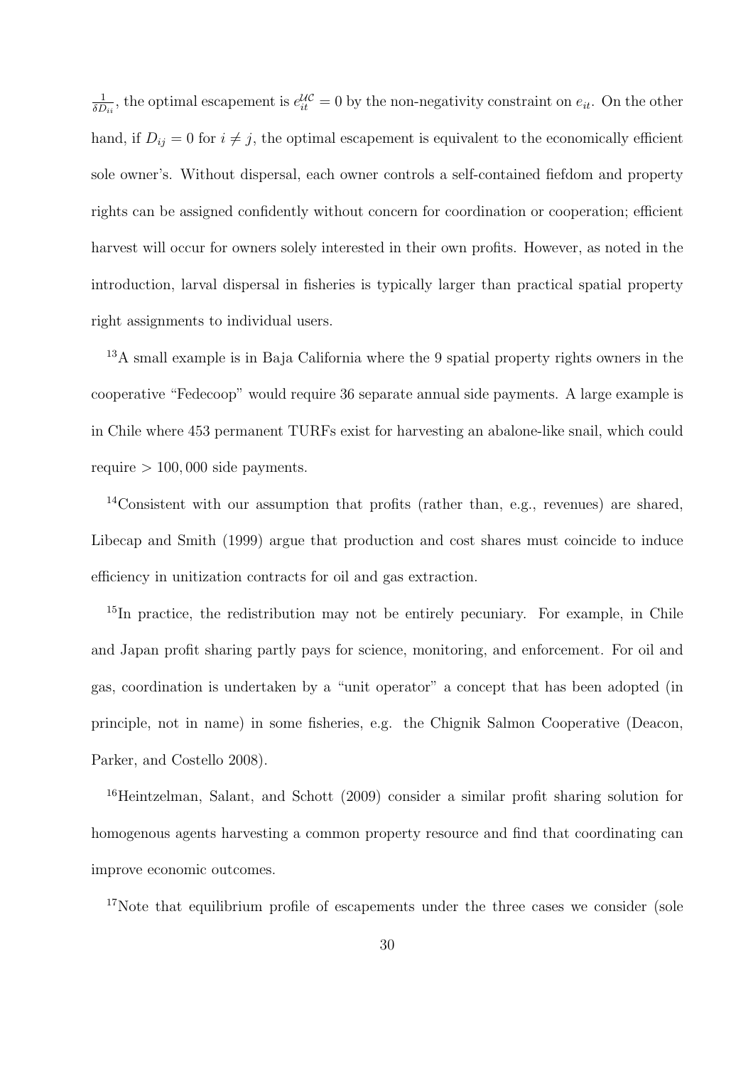$\frac{1}{\delta D_{ii}}$, the optimal escapement is $e_{it}^{\mathcal{UC}} = 0$ by the non-negativity constraint on $e_{it}$. On the other hand, if $D_{ij} = 0$ for $i \neq j$, the optimal escapement is equivalent to the economically efficient sole owner's. Without dispersal, each owner controls a self-contained fiefdom and property rights can be assigned confidently without concern for coordination or cooperation; efficient harvest will occur for owners solely interested in their own profits. However, as noted in the introduction, larval dispersal in fisheries is typically larger than practical spatial property right assignments to individual users.

[13]A small example is in Baja California where the 9 spatial property rights owners in the cooperative "Fedecoop" would require 36 separate annual side payments. A large example is in Chile where 453 permanent TURFs exist for harvesting an abalone-like snail, which could require $> 100,000$ side payments.

[14]Consistent with our assumption that profits (rather than, e.g., revenues) are shared, Libecap and Smith (1999) argue that production and cost shares must coincide to induce efficiency in unitization contracts for oil and gas extraction.

[15]In practice, the redistribution may not be entirely pecuniary. For example, in Chile and Japan profit sharing partly pays for science, monitoring, and enforcement. For oil and gas, coordination is undertaken by a "unit operator" a concept that has been adopted (in principle, not in name) in some fisheries, e.g. the Chignik Salmon Cooperative (Deacon, Parker, and Costello 2008).

[16]Heintzelman, Salant, and Schott (2009) consider a similar profit sharing solution for homogenous agents harvesting a common property resource and find that coordinating can improve economic outcomes.

[17]Note that equilibrium profile of escapements under the three cases we consider (sole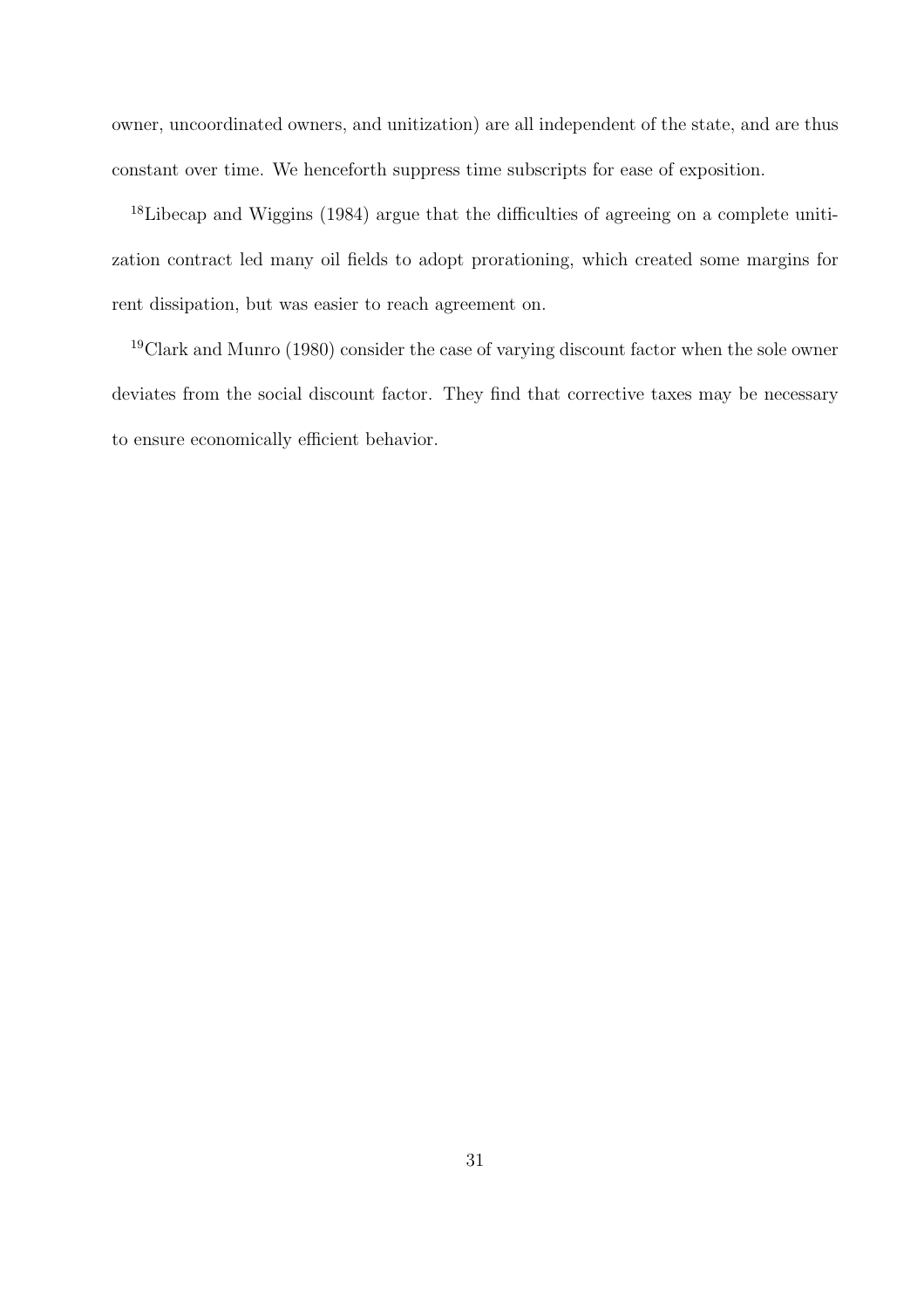owner, uncoordinated owners, and unitization) are all independent of the state, and are thus constant over time. We henceforth suppress time subscripts for ease of exposition.

[18]Libecap and Wiggins (1984) argue that the difficulties of agreeing on a complete unitization contract led many oil fields to adopt prorationing, which created some margins for rent dissipation, but was easier to reach agreement on.

[19]Clark and Munro (1980) consider the case of varying discount factor when the sole owner deviates from the social discount factor. They find that corrective taxes may be necessary to ensure economically efficient behavior.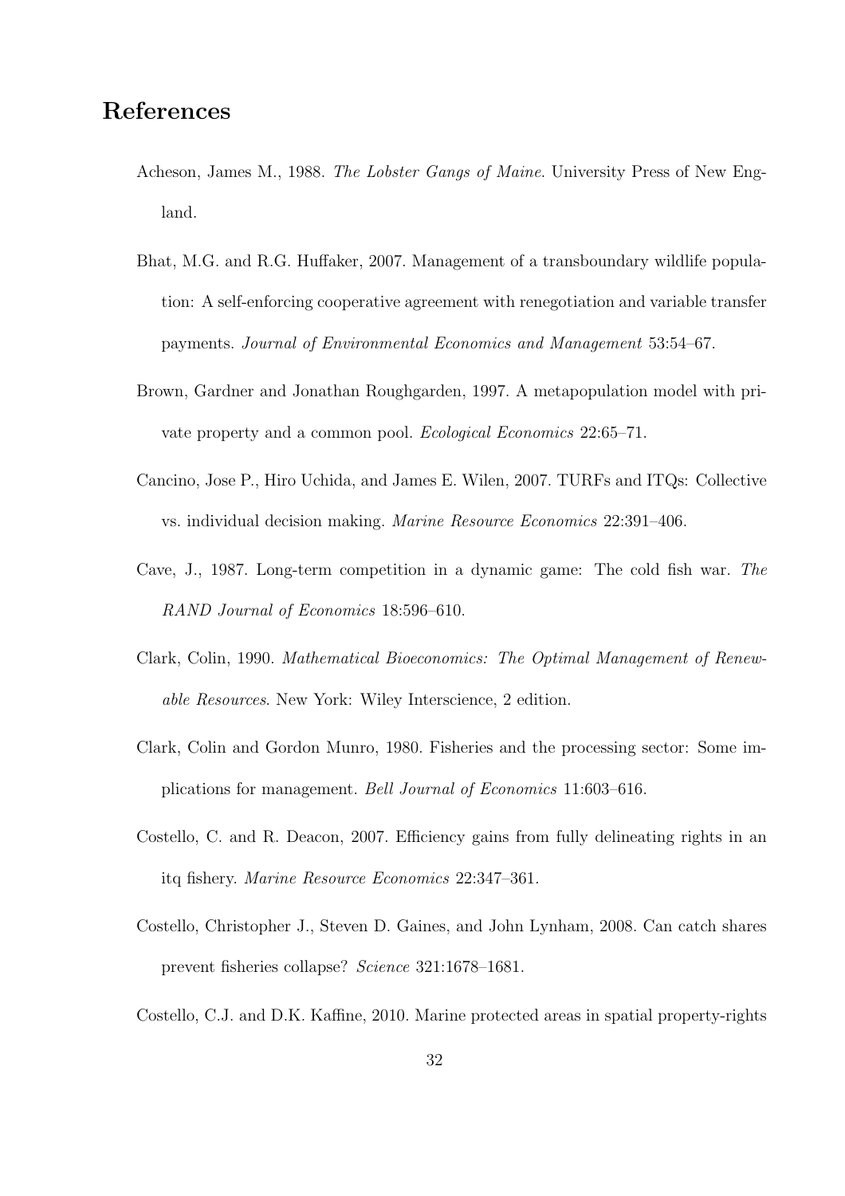## References

Acheson, James M., 1988. *The Lobster Gangs of Maine*. University Press of New England.

Bhat, M.G. and R.G. Huffaker, 2007. Management of a transboundary wildlife population: A self-enforcing cooperative agreement with renegotiation and variable transfer payments. *Journal of Environmental Economics and Management* 53:54–67.

Brown, Gardner and Jonathan Roughgarden, 1997. A metapopulation model with private property and a common pool. *Ecological Economics* 22:65–71.

Cancino, Jose P., Hiro Uchida, and James E. Wilen, 2007. TURFs and ITQs: Collective vs. individual decision making. *Marine Resource Economics* 22:391–406.

Cave, J., 1987. Long-term competition in a dynamic game: The cold fish war. *The RAND Journal of Economics* 18:596–610.

Clark, Colin, 1990. *Mathematical Bioeconomics: The Optimal Management of Renewable Resources*. New York: Wiley Interscience, 2 edition.

Clark, Colin and Gordon Munro, 1980. Fisheries and the processing sector: Some implications for management. *Bell Journal of Economics* 11:603–616.

Costello, C. and R. Deacon, 2007. Efficiency gains from fully delineating rights in an itq fishery. *Marine Resource Economics* 22:347–361.

Costello, Christopher J., Steven D. Gaines, and John Lynham, 2008. Can catch shares prevent fisheries collapse? *Science* 321:1678–1681.

Costello, C.J. and D.K. Kaffine, 2010. Marine protected areas in spatial property-rights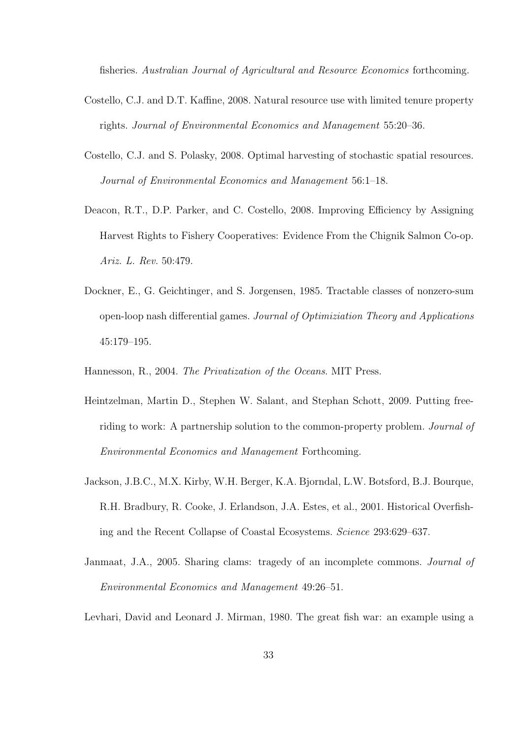fisheries. *Australian Journal of Agricultural and Resource Economics* forthcoming.

Costello, C.J. and D.T. Kaffine, 2008. Natural resource use with limited tenure property rights. *Journal of Environmental Economics and Management* 55:20–36.

Costello, C.J. and S. Polasky, 2008. Optimal harvesting of stochastic spatial resources. *Journal of Environmental Economics and Management* 56:1–18.

Deacon, R.T., D.P. Parker, and C. Costello, 2008. Improving Efficiency by Assigning Harvest Rights to Fishery Cooperatives: Evidence From the Chignik Salmon Co-op. *Ariz. L. Rev.* 50:479.

Dockner, E., G. Geichtinger, and S. Jorgensen, 1985. Tractable classes of nonzero-sum open-loop nash differential games. *Journal of Optimiziation Theory and Applications* 45:179–195.

Hannesson, R., 2004. *The Privatization of the Oceans*. MIT Press.

Heintzelman, Martin D., Stephen W. Salant, and Stephan Schott, 2009. Putting free-riding to work: A partnership solution to the common-property problem. *Journal of Environmental Economics and Management* Forthcoming.

Jackson, J.B.C., M.X. Kirby, W.H. Berger, K.A. Bjorndal, L.W. Botsford, B.J. Bourque, R.H. Bradbury, R. Cooke, J. Erlandson, J.A. Estes, et al., 2001. Historical Overfishing and the Recent Collapse of Coastal Ecosystems. *Science* 293:629–637.

Janmaat, J.A., 2005. Sharing clams: tragedy of an incomplete commons. *Journal of Environmental Economics and Management* 49:26–51.

Levhari, David and Leonard J. Mirman, 1980. The great fish war: an example using a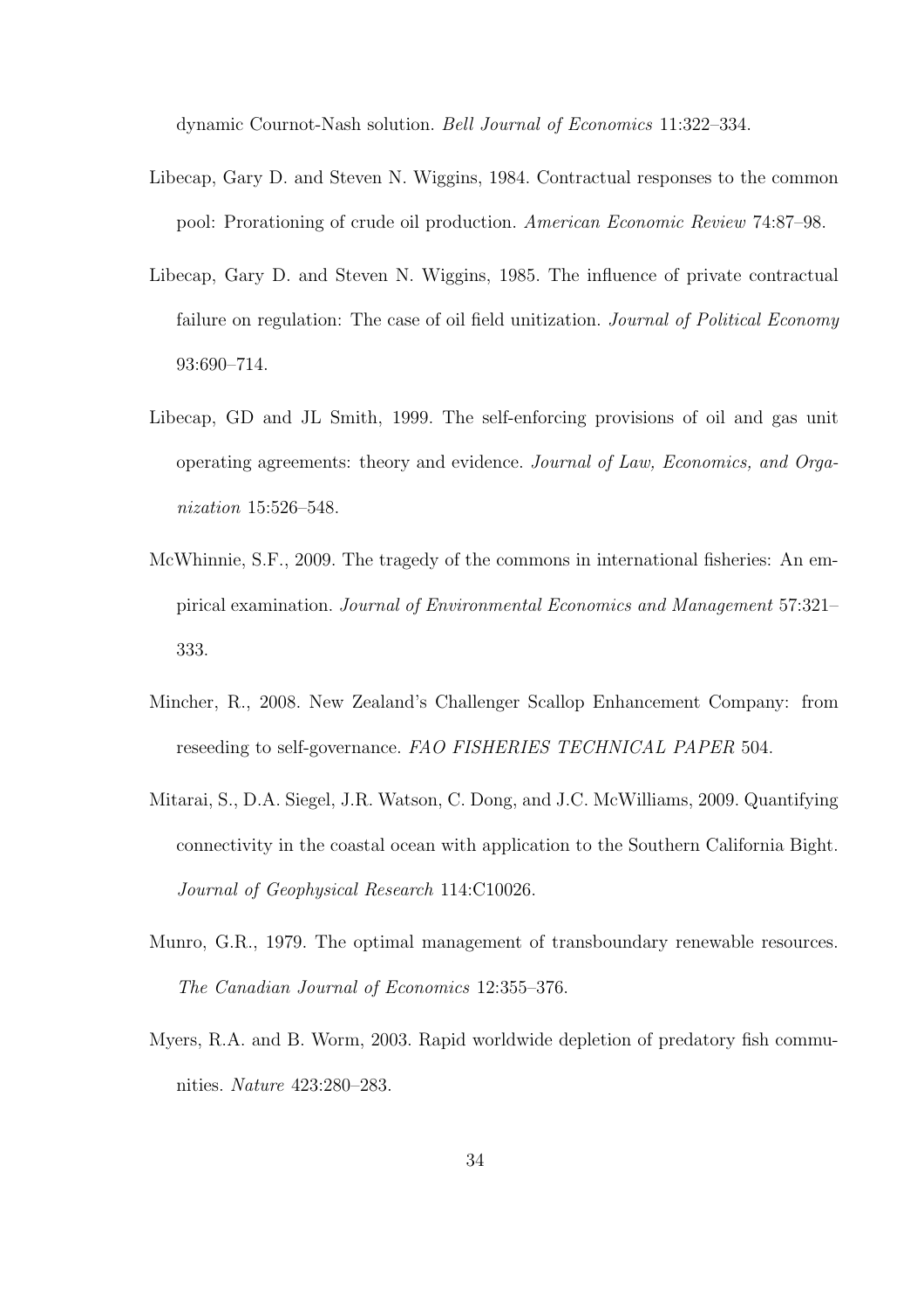dynamic Cournot-Nash solution. *Bell Journal of Economics* 11:322–334.

Libecap, Gary D. and Steven N. Wiggins, 1984. Contractual responses to the common pool: Prorationing of crude oil production. *American Economic Review* 74:87–98.

Libecap, Gary D. and Steven N. Wiggins, 1985. The influence of private contractual failure on regulation: The case of oil field unitization. *Journal of Political Economy* 93:690–714.

Libecap, GD and JL Smith, 1999. The self-enforcing provisions of oil and gas unit operating agreements: theory and evidence. *Journal of Law, Economics, and Organization* 15:526–548.

McWhinnie, S.F., 2009. The tragedy of the commons in international fisheries: An empirical examination. *Journal of Environmental Economics and Management* 57:321–333.

Mincher, R., 2008. New Zealand's Challenger Scallop Enhancement Company: from reseeding to self-governance. *FAO FISHERIES TECHNICAL PAPER* 504.

Mitarai, S., D.A. Siegel, J.R. Watson, C. Dong, and J.C. McWilliams, 2009. Quantifying connectivity in the coastal ocean with application to the Southern California Bight. *Journal of Geophysical Research* 114:C10026.

Munro, G.R., 1979. The optimal management of transboundary renewable resources. *The Canadian Journal of Economics* 12:355–376.

Myers, R.A. and B. Worm, 2003. Rapid worldwide depletion of predatory fish communities. *Nature* 423:280–283.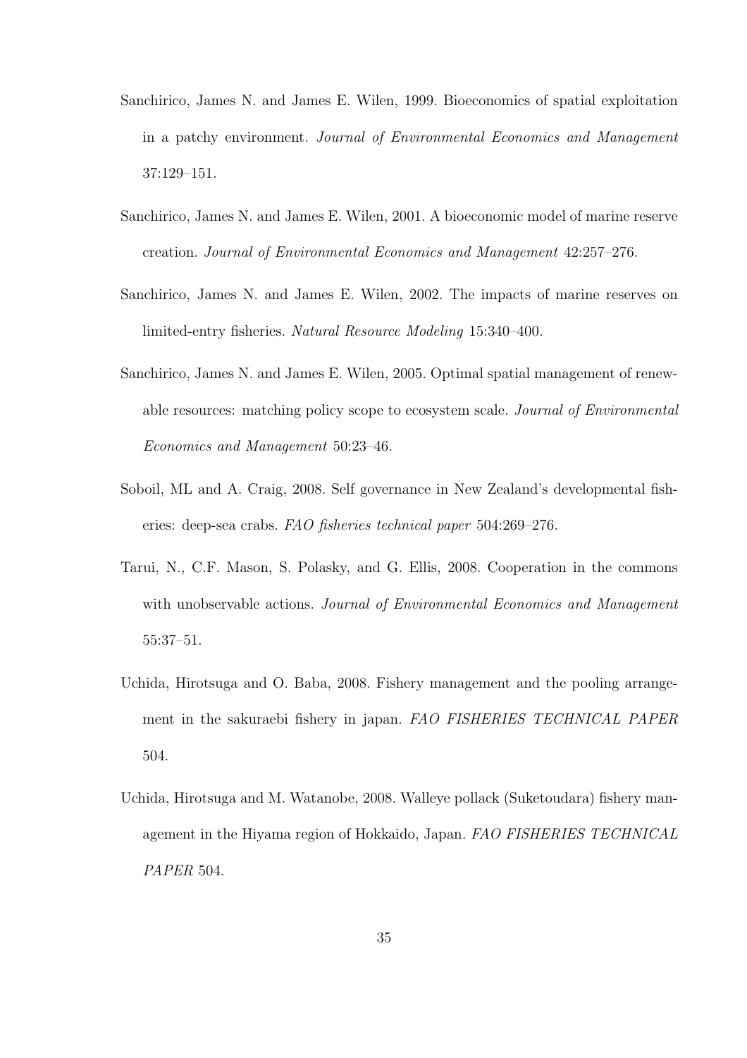Sanchirico, James N. and James E. Wilen, 1999. Bioeconomics of spatial exploitation in a patchy environment. *Journal of Environmental Economics and Management* 37:129–151.

Sanchirico, James N. and James E. Wilen, 2001. A bioeconomic model of marine reserve creation. *Journal of Environmental Economics and Management* 42:257–276.

Sanchirico, James N. and James E. Wilen, 2002. The impacts of marine reserves on limited-entry fisheries. *Natural Resource Modeling* 15:340–400.

Sanchirico, James N. and James E. Wilen, 2005. Optimal spatial management of renewable resources: matching policy scope to ecosystem scale. *Journal of Environmental Economics and Management* 50:23–46.

Soboil, ML and A. Craig, 2008. Self governance in New Zealand's developmental fisheries: deep-sea crabs. *FAO fisheries technical paper* 504:269–276.

Tarui, N., C.F. Mason, S. Polasky, and G. Ellis, 2008. Cooperation in the commons with unobservable actions. *Journal of Environmental Economics and Management* 55:37–51.

Uchida, Hirotsuga and O. Baba, 2008. Fishery management and the pooling arrangement in the sakuraebi fishery in japan. *FAO FISHERIES TECHNICAL PAPER* 504.

Uchida, Hirotsuga and M. Watanobe, 2008. Walleye pollack (Suketoudara) fishery management in the Hiyama region of Hokkaido, Japan. *FAO FISHERIES TECHNICAL PAPER* 504.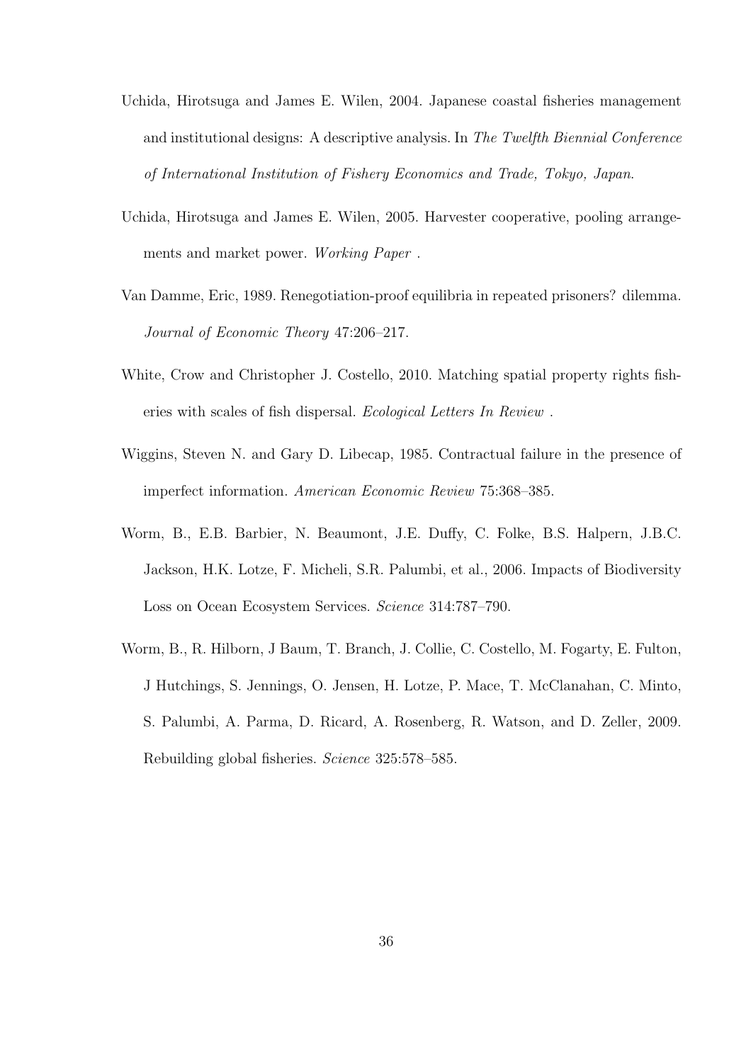Uchida, Hirotsuga and James E. Wilen, 2004. Japanese coastal fisheries management and institutional designs: A descriptive analysis. In *The Twelfth Biennial Conference of International Institution of Fishery Economics and Trade, Tokyo, Japan*.

Uchida, Hirotsuga and James E. Wilen, 2005. Harvester cooperative, pooling arrangements and market power. *Working Paper* .

Van Damme, Eric, 1989. Renegotiation-proof equilibria in repeated prisoners? dilemma. *Journal of Economic Theory* 47:206–217.

White, Crow and Christopher J. Costello, 2010. Matching spatial property rights fisheries with scales of fish dispersal. *Ecological Letters In Review* .

Wiggins, Steven N. and Gary D. Libecap, 1985. Contractual failure in the presence of imperfect information. *American Economic Review* 75:368–385.

Worm, B., E.B. Barbier, N. Beaumont, J.E. Duffy, C. Folke, B.S. Halpern, J.B.C. Jackson, H.K. Lotze, F. Micheli, S.R. Palumbi, et al., 2006. Impacts of Biodiversity Loss on Ocean Ecosystem Services. *Science* 314:787–790.

Worm, B., R. Hilborn, J Baum, T. Branch, J. Collie, C. Costello, M. Fogarty, E. Fulton, J Hutchings, S. Jennings, O. Jensen, H. Lotze, P. Mace, T. McClanahan, C. Minto, S. Palumbi, A. Parma, D. Ricard, A. Rosenberg, R. Watson, and D. Zeller, 2009. Rebuilding global fisheries. *Science* 325:578–585.